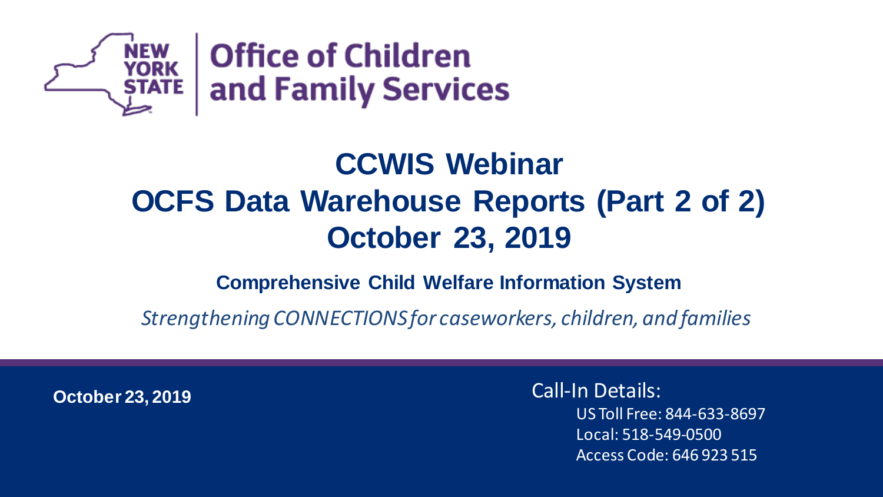NEW YORK STATE | Office of Children and Family Services

# CCWIS Webinar
# OCFS Data Warehouse Reports (Part 2 of 2)
# October 23, 2019

**Comprehensive Child Welfare Information System**

*Strengthening CONNECTIONS for caseworkers, children, and families*

**October 23, 2019**

Call-In Details:
US Toll Free: 844-633-8697
Local: 518-549-0500
Access Code: 646 923 515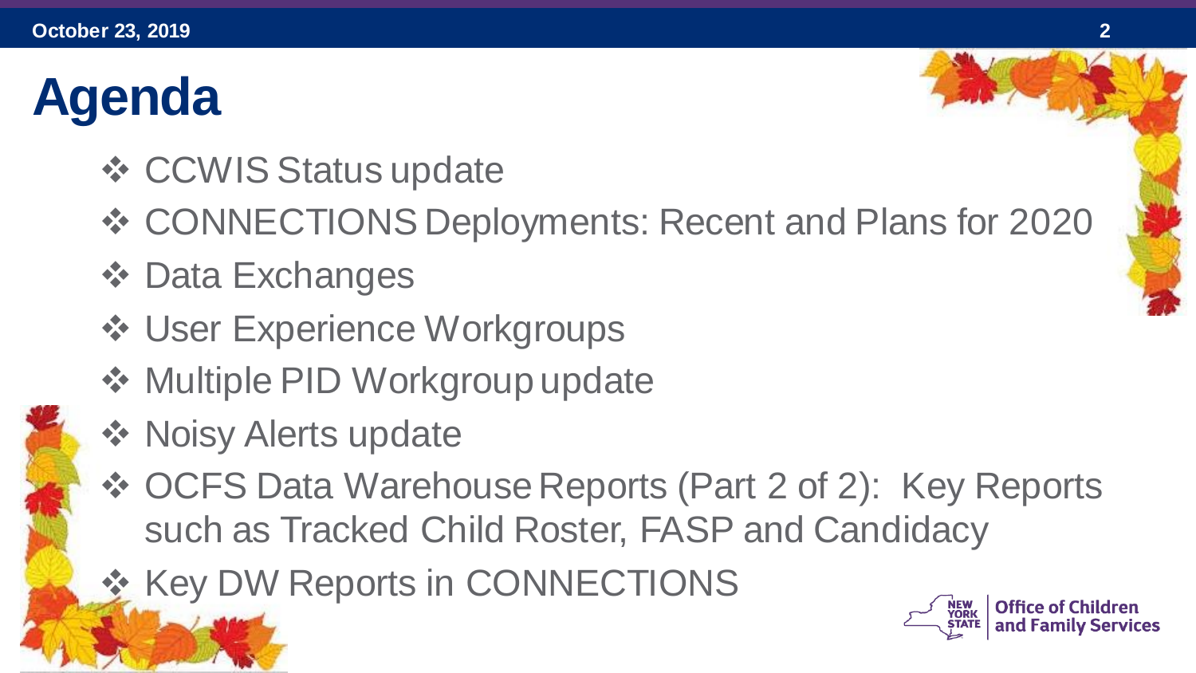# Agenda

- CCWIS Status update
- CONNECTIONS Deployments: Recent and Plans for 2020
- Data Exchanges
- User Experience Workgroups
- Multiple PID Workgroup update
- Noisy Alerts update
- OCFS Data Warehouse Reports (Part 2 of 2): Key Reports such as Tracked Child Roster, FASP and Candidacy
- Key DW Reports in CONNECTIONS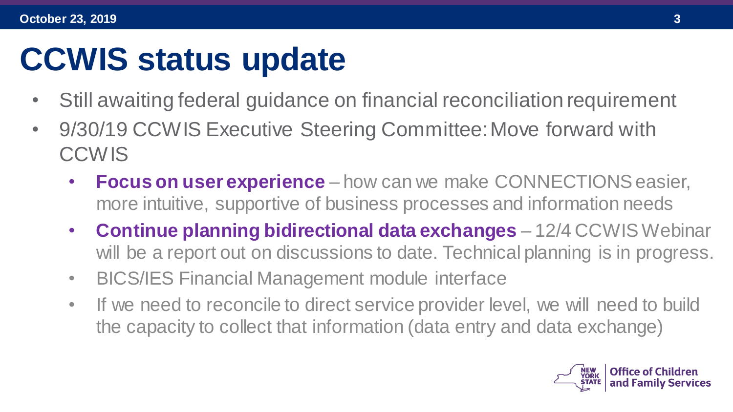# CCWIS status update

- Still awaiting federal guidance on financial reconciliation requirement
- 9/30/19 CCWIS Executive Steering Committee: Move forward with CCWIS
  - **Focus on user experience** – how can we make CONNECTIONS easier, more intuitive, supportive of business processes and information needs
  - **Continue planning bidirectional data exchanges** – 12/4 CCWIS Webinar will be a report out on discussions to date. Technical planning is in progress.
  - BICS/IES Financial Management module interface
  - If we need to reconcile to direct service provider level, we will need to build the capacity to collect that information (data entry and data exchange)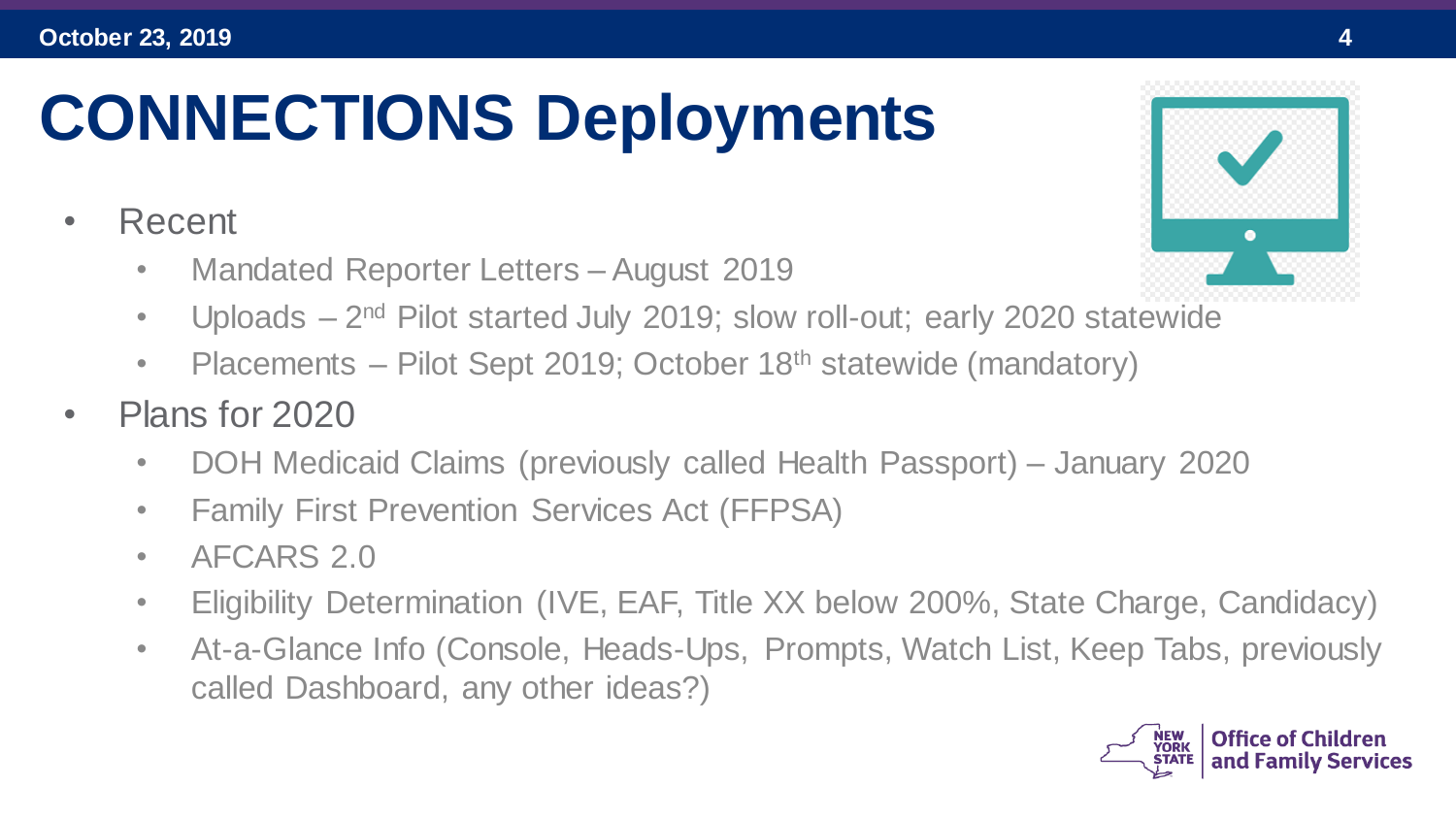# CONNECTIONS Deployments

- Recent
  - Mandated Reporter Letters – August 2019
  - Uploads – 2nd Pilot started July 2019; slow roll-out; early 2020 statewide
  - Placements – Pilot Sept 2019; October 18th statewide (mandatory)
- Plans for 2020
  - DOH Medicaid Claims (previously called Health Passport) – January 2020
  - Family First Prevention Services Act (FFPSA)
  - AFCARS 2.0
  - Eligibility Determination (IVE, EAF, Title XX below 200%, State Charge, Candidacy)
  - At-a-Glance Info (Console, Heads-Ups, Prompts, Watch List, Keep Tabs, previously called Dashboard, any other ideas?)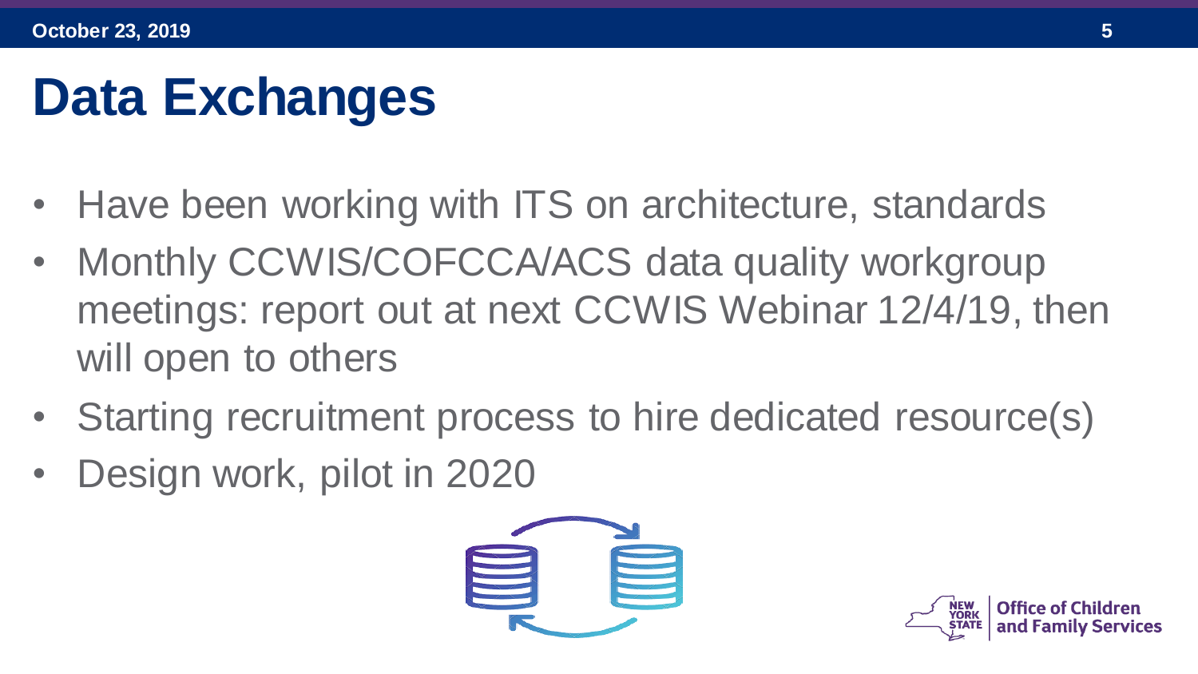# Data Exchanges

- Have been working with ITS on architecture, standards
- Monthly CCWIS/COFCCA/ACS data quality workgroup meetings: report out at next CCWIS Webinar 12/4/19, then will open to others
- Starting recruitment process to hire dedicated resource(s)
- Design work, pilot in 2020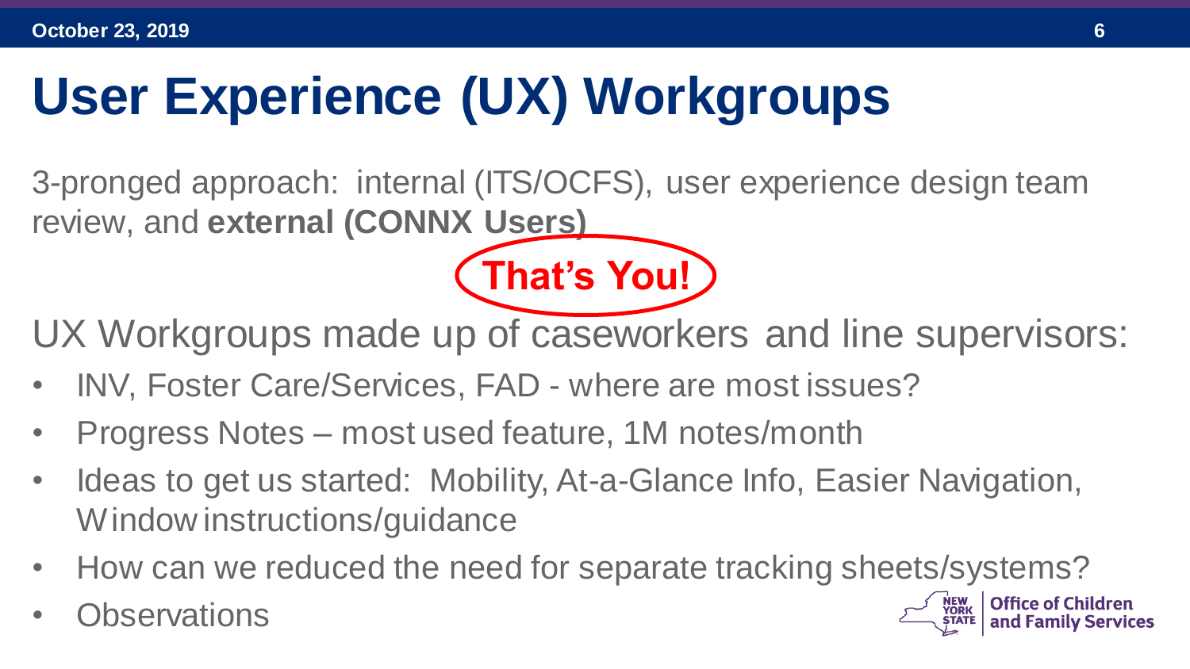# User Experience (UX) Workgroups

3-pronged approach: internal (ITS/OCFS), user experience design team review, and **external (CONNX Users)**

**That's You!**

UX Workgroups made up of caseworkers and line supervisors:

- INV, Foster Care/Services, FAD - where are most issues?
- Progress Notes – most used feature, 1M notes/month
- Ideas to get us started: Mobility, At-a-Glance Info, Easier Navigation, Window instructions/guidance
- How can we reduced the need for separate tracking sheets/systems?
- Observations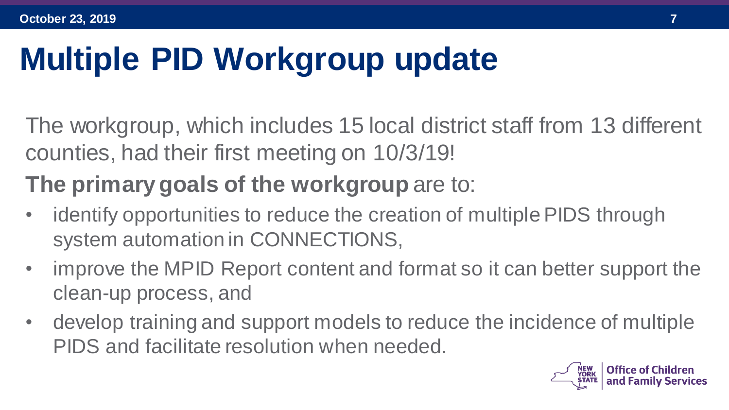# Multiple PID Workgroup update

The workgroup, which includes 15 local district staff from 13 different counties, had their first meeting on 10/3/19!

**The primary goals of the workgroup** are to:

- identify opportunities to reduce the creation of multiple PIDS through system automation in CONNECTIONS,
- improve the MPID Report content and format so it can better support the clean-up process, and
- develop training and support models to reduce the incidence of multiple PIDS and facilitate resolution when needed.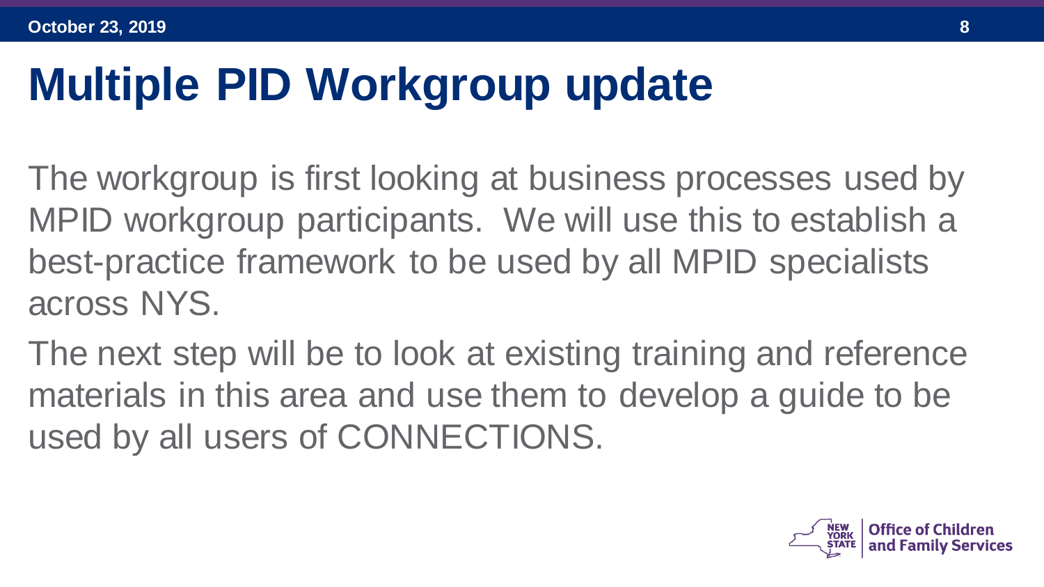# Multiple PID Workgroup update

The workgroup is first looking at business processes used by MPID workgroup participants. We will use this to establish a best-practice framework to be used by all MPID specialists across NYS.

The next step will be to look at existing training and reference materials in this area and use them to develop a guide to be used by all users of CONNECTIONS.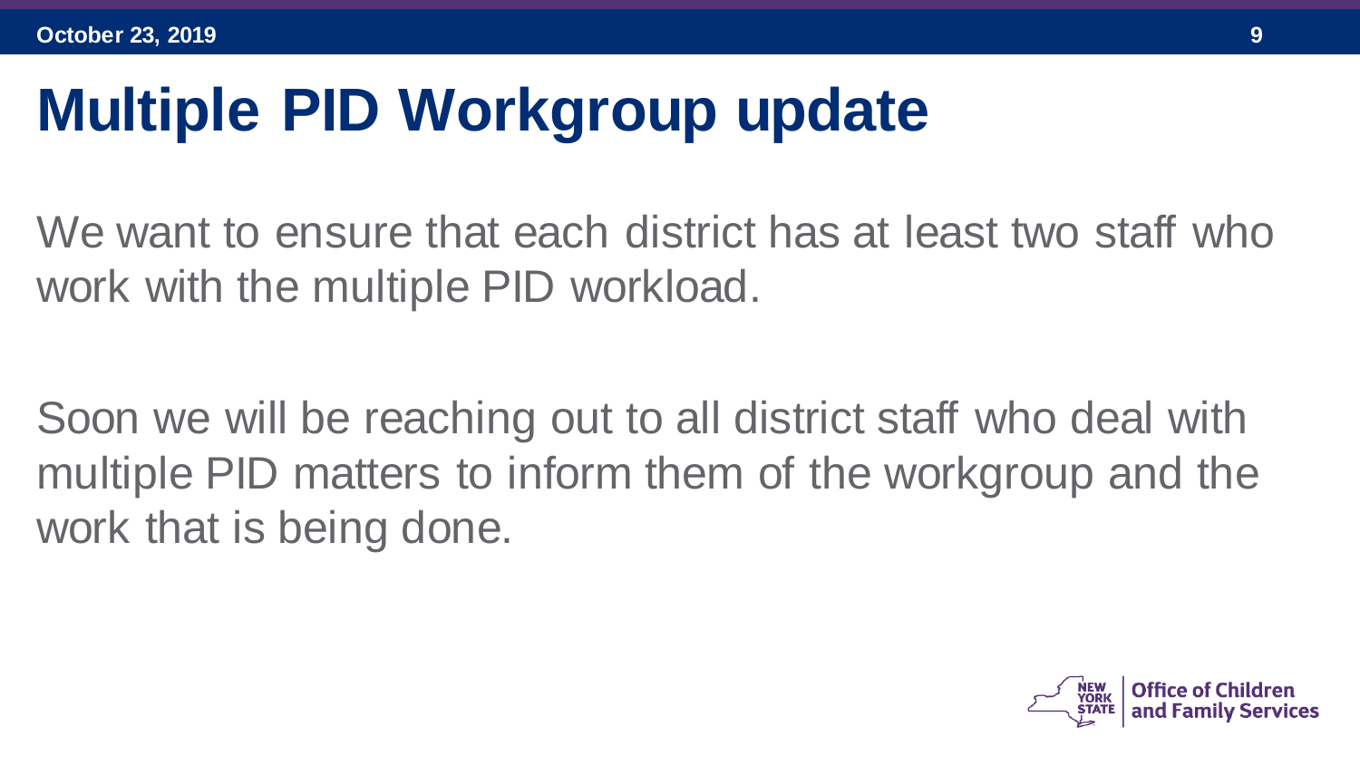# Multiple PID Workgroup update

We want to ensure that each district has at least two staff who work with the multiple PID workload.

Soon we will be reaching out to all district staff who deal with multiple PID matters to inform them of the workgroup and the work that is being done.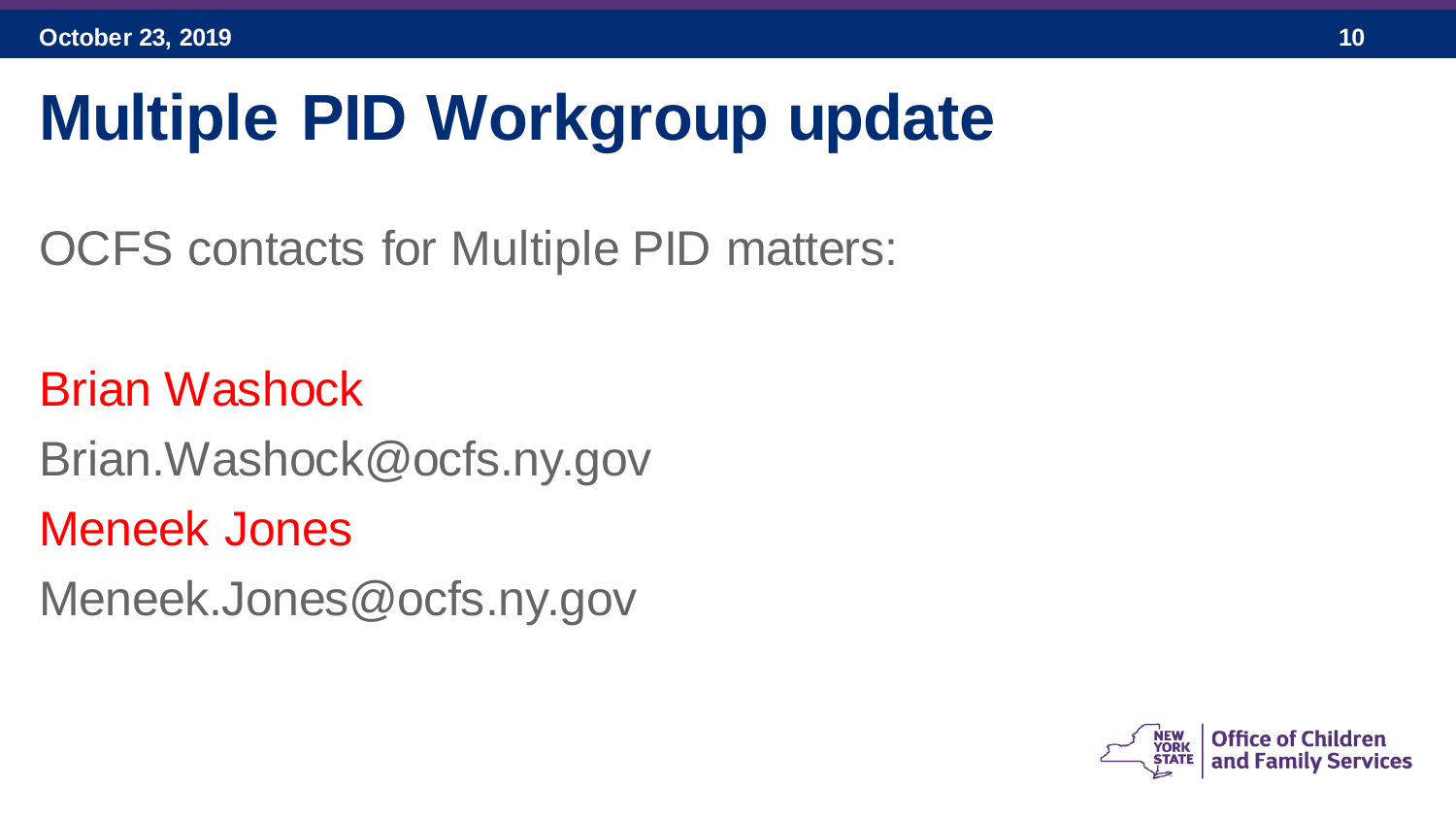# Multiple PID Workgroup update

OCFS contacts for Multiple PID matters:

Brian Washock

Brian.Washock@ocfs.ny.gov

Meneek Jones

Meneek.Jones@ocfs.ny.gov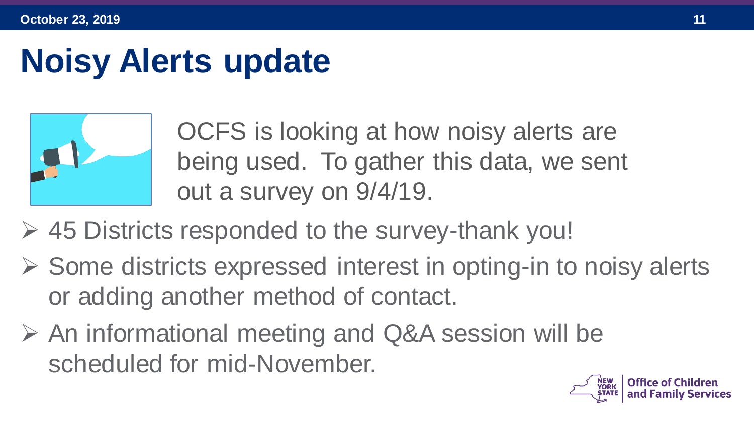# Noisy Alerts update

OCFS is looking at how noisy alerts are being used. To gather this data, we sent out a survey on 9/4/19.

- 45 Districts responded to the survey-thank you!
- Some districts expressed interest in opting-in to noisy alerts or adding another method of contact.
- An informational meeting and Q&A session will be scheduled for mid-November.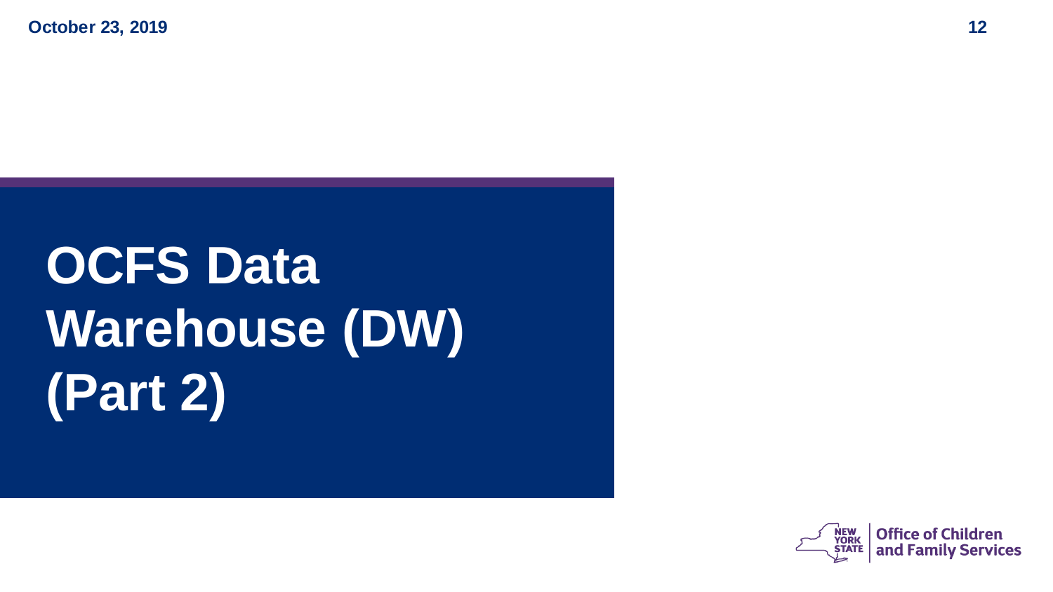# OCFS Data Warehouse (DW) (Part 2)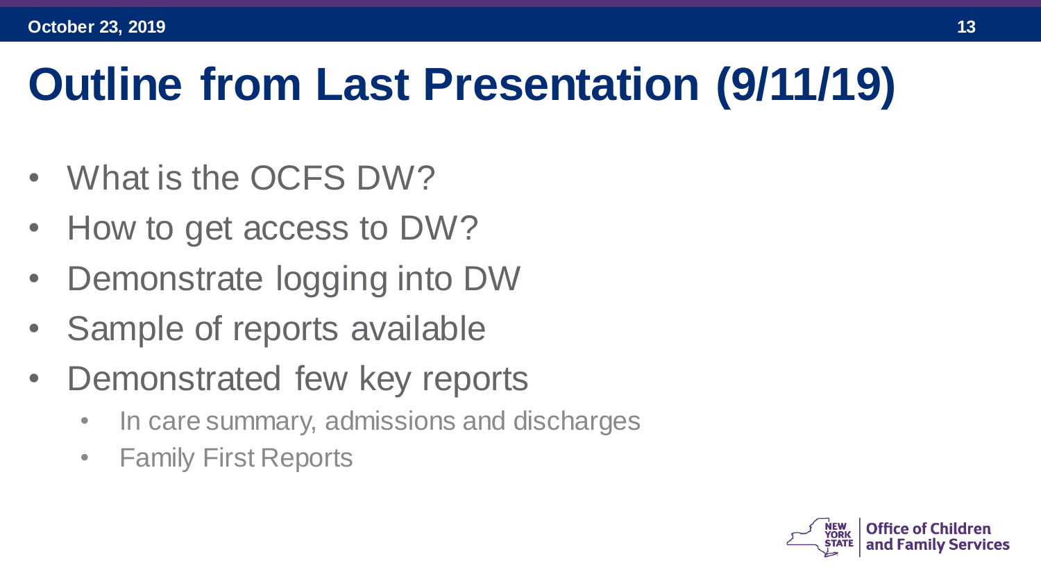# Outline from Last Presentation (9/11/19)

- What is the OCFS DW?
- How to get access to DW?
- Demonstrate logging into DW
- Sample of reports available
- Demonstrated few key reports
  - In care summary, admissions and discharges
  - Family First Reports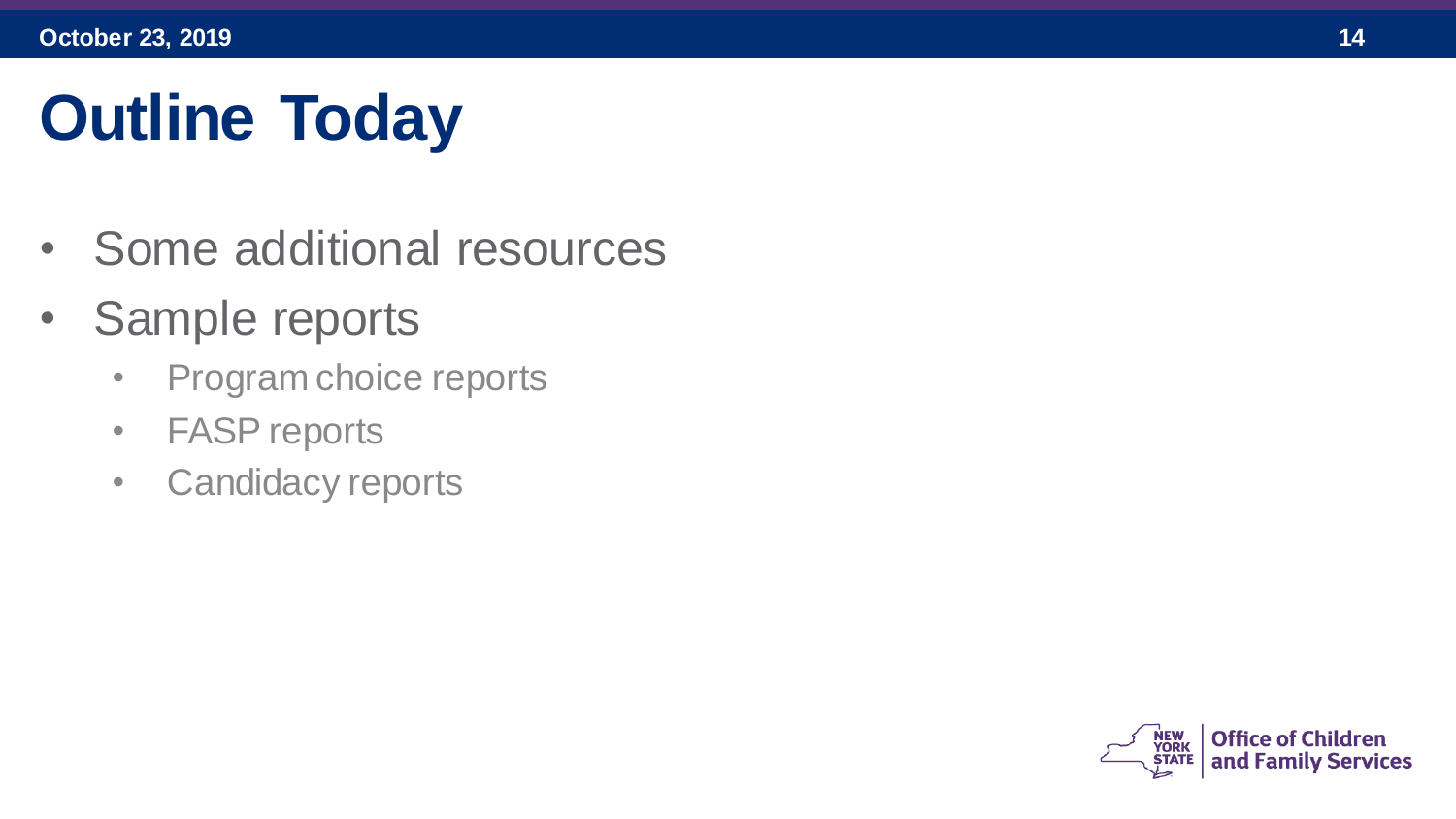# Outline Today

- Some additional resources
- Sample reports
  - Program choice reports
  - FASP reports
  - Candidacy reports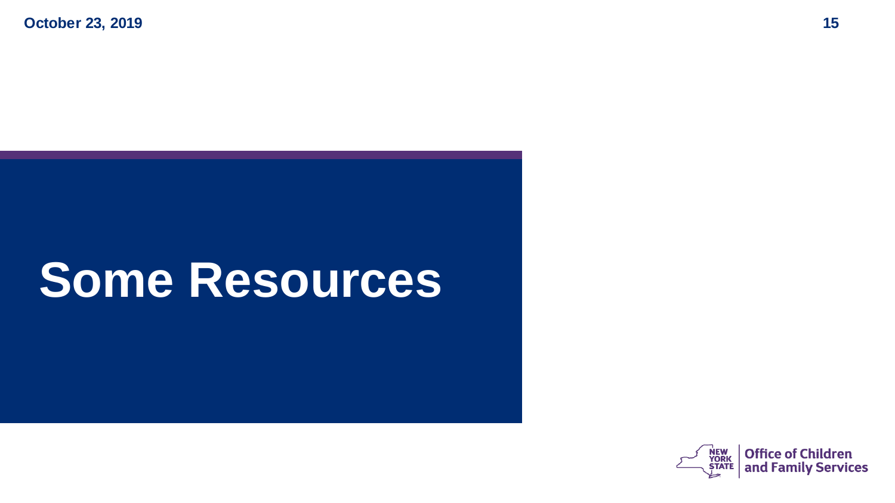# Some Resources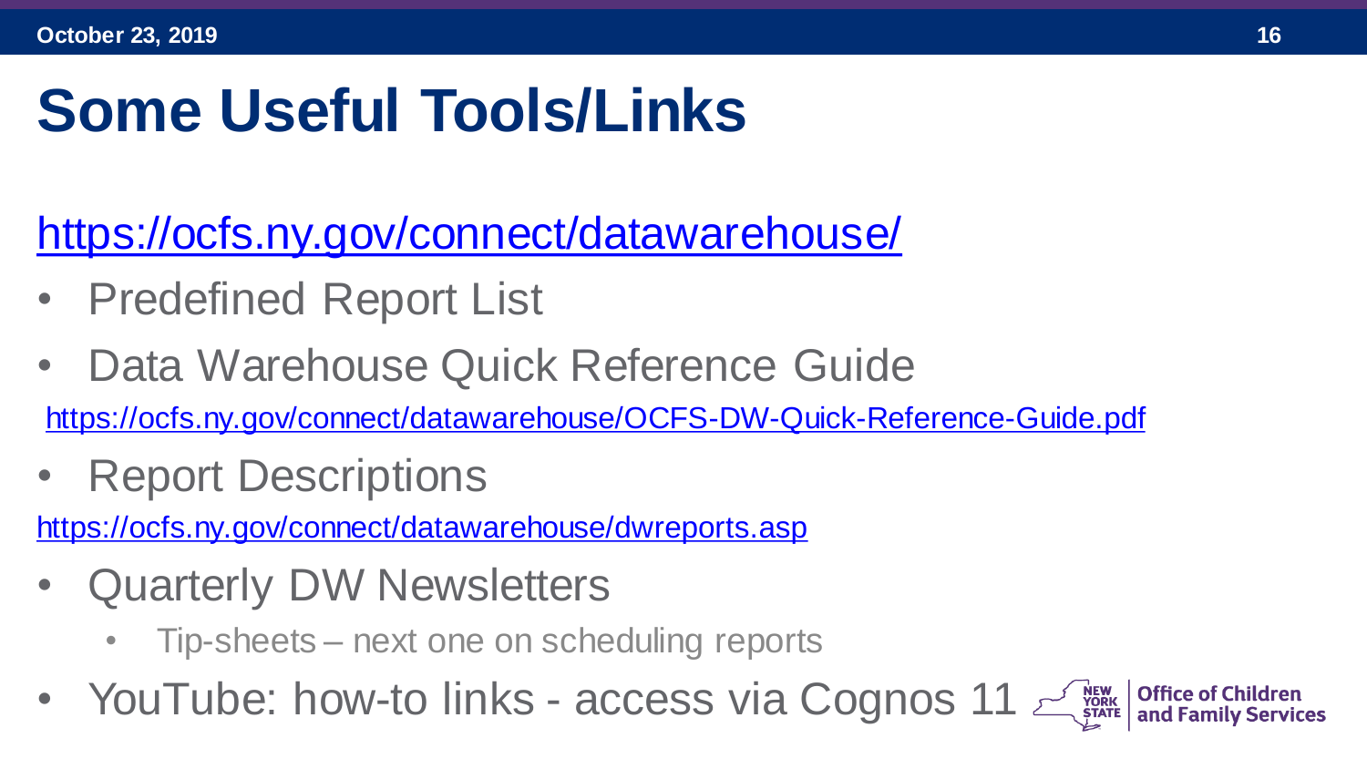# Some Useful Tools/Links

https://ocfs.ny.gov/connect/datawarehouse/

- Predefined Report List
- Data Warehouse Quick Reference Guide

https://ocfs.ny.gov/connect/datawarehouse/OCFS-DW-Quick-Reference-Guide.pdf

- Report Descriptions

https://ocfs.ny.gov/connect/datawarehouse/dwreports.asp

- Quarterly DW Newsletters
  - Tip-sheets – next one on scheduling reports
- YouTube: how-to links - access via Cognos 11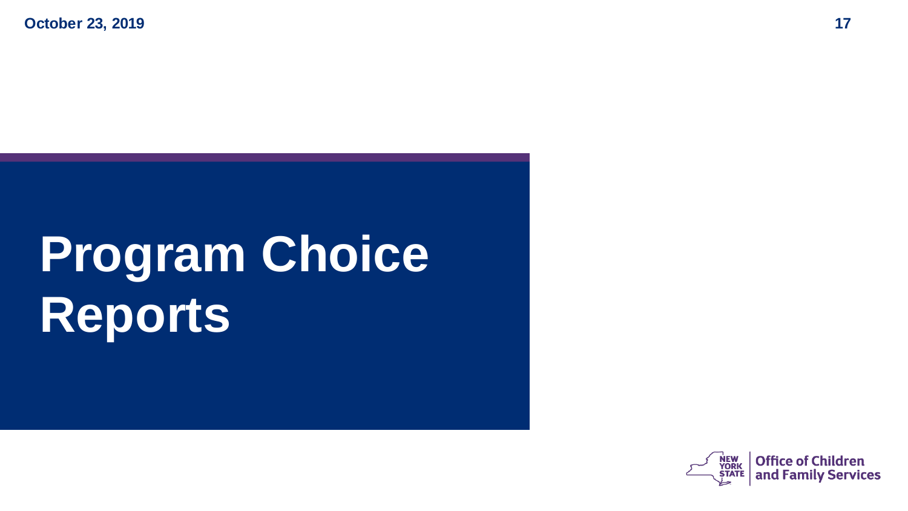# Program Choice Reports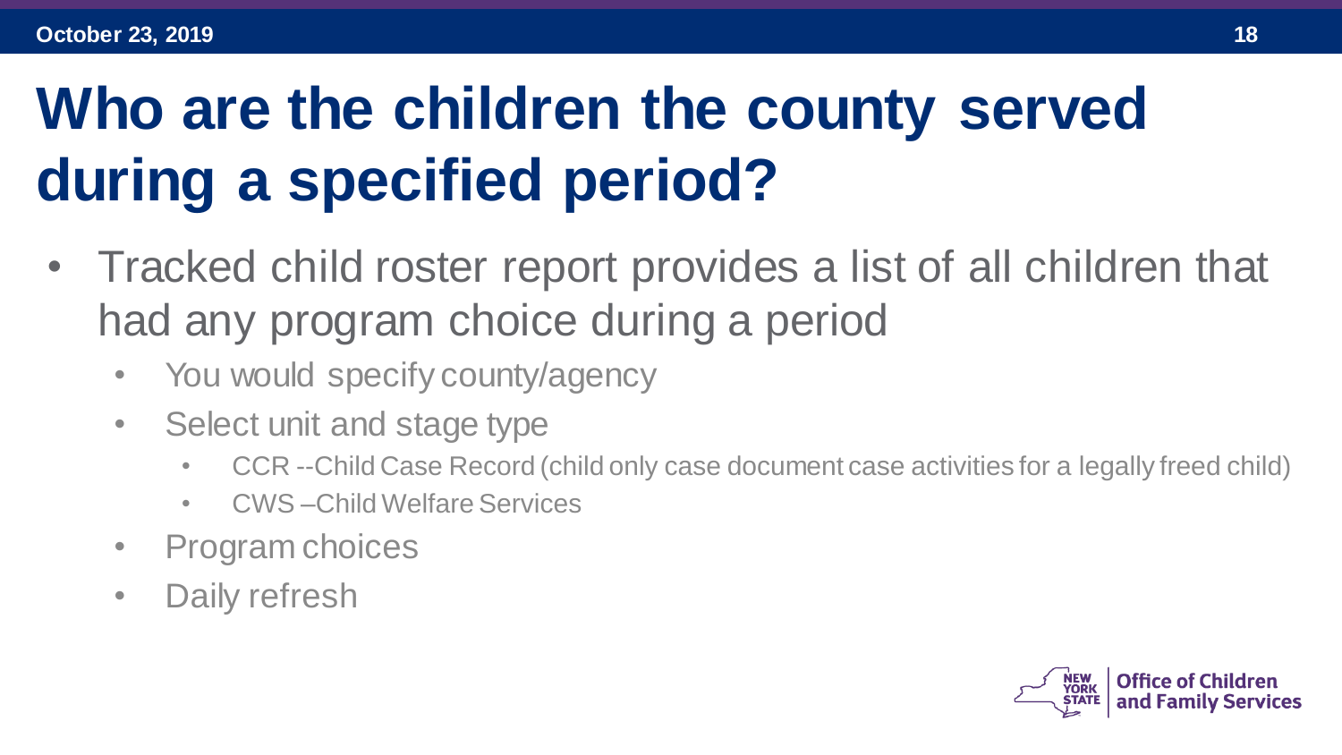# Who are the children the county served during a specified period?

- Tracked child roster report provides a list of all children that had any program choice during a period
  - You would specify county/agency
  - Select unit and stage type
    - CCR --Child Case Record (child only case document case activities for a legally freed child)
    - CWS –Child Welfare Services
  - Program choices
  - Daily refresh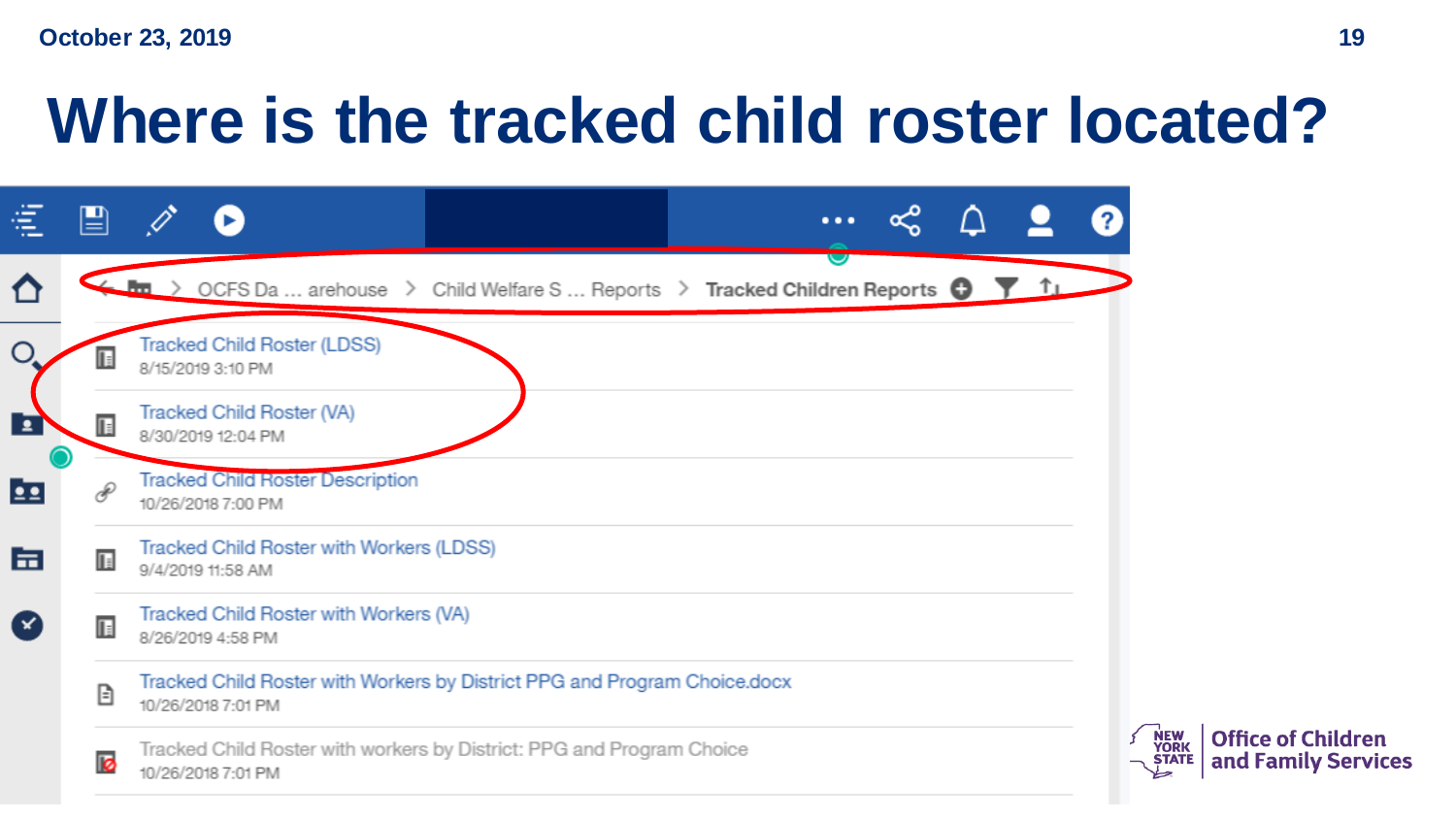# Where is the tracked child roster located?

OCFS Da ... arehouse > Child Welfare S ... Reports > **Tracked Children Reports**

- Tracked Child Roster (LDSS)
  8/15/2019 3:10 PM
- Tracked Child Roster (VA)
  8/30/2019 12:04 PM
- Tracked Child Roster Description
  10/26/2018 7:00 PM
- Tracked Child Roster with Workers (LDSS)
  9/4/2019 11:58 AM
- Tracked Child Roster with Workers (VA)
  8/26/2019 4:58 PM
- Tracked Child Roster with Workers by District PPG and Program Choice.docx
  10/26/2018 7:01 PM
- Tracked Child Roster with workers by District: PPG and Program Choice
  10/26/2018 7:01 PM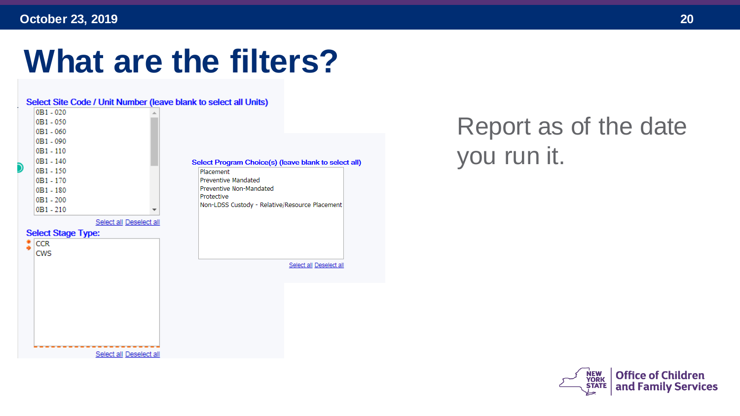# What are the filters?

**Select Site Code / Unit Number (leave blank to select all Units)**

- 0B1 - 020
- 0B1 - 050
- 0B1 - 060
- 0B1 - 090
- 0B1 - 110
- 0B1 - 140
- 0B1 - 150
- 0B1 - 170
- 0B1 - 180
- 0B1 - 200
- 0B1 - 210

Select all Deselect all

**Select Stage Type:**

- CCR
- CWS

Select all Deselect all

**Select Program Choice(s) (leave blank to select all)**

- Placement
- Preventive Mandated
- Preventive Non-Mandated
- Protective
- Non-LDSS Custody - Relative/Resource Placement

Select all Deselect all

Report as of the date you run it.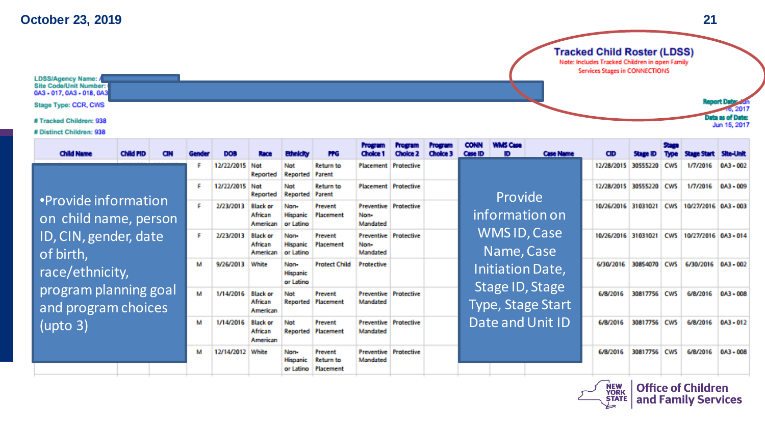October 23, 2019

## Tracked Child Roster (LDSS)

Note: Includes Tracked Children in open Family Services Stages in CONNECTIONS

LDSS/Agency Name:
Site Code/Unit Number:
0A3 - 017, 0A3 - 018, 0A3

Stage Type: CCR, CWS

# Tracked Children: 938

# Distinct Children: 938

Report Date: Jun 16, 2017

Data as of Date: Jun 15, 2017

| Child Name | Child PID | CIN | Gender | DOB | Race | Ethnicity | PPG | Program Choice 1 | Program Choice 2 | Program Choice 3 | CONN Case ID | WMS Case ID | Case Name | CID | Stage ID | Stage Type | Stage Start | Site-Unit |
|---|---|---|---|---|---|---|---|---|---|---|---|---|---|---|---|---|---|---|
| | | | F | 12/22/2015 | Not Reported | Not Reported | Return to Parent | Placement | Protective | | | | | 12/28/2015 | 30555220 | CWS | 1/7/2016 | 0A3 - 002 |
| | | | F | 12/22/2015 | Not Reported | Not Reported | Return to Parent | Placement | Protective | | | | | 12/28/2015 | 30555220 | CWS | 1/7/2016 | 0A3 - 009 |
| | | | F | 2/23/2013 | Black or African American | Non-Hispanic or Latino | Prevent Placement | Preventive Non-Mandated | Protective | | | | | 10/26/2016 | 31031021 | CWS | 10/27/2016 | 0A3 - 003 |
| | | | F | 2/23/2013 | Black or African American | Non-Hispanic or Latino | Prevent Placement | Preventive Non-Mandated | Protective | | | | | 10/26/2016 | 31031021 | CWS | 10/27/2016 | 0A3 - 014 |
| | | | M | 9/26/2013 | White | Non-Hispanic or Latino | Protect Child | Protective | | | | | | 6/30/2016 | 30854070 | CWS | 6/30/2016 | 0A3 - 002 |
| | | | M | 1/14/2016 | Black or African American | Not Reported | Prevent Placement | Preventive Mandated | Protective | | | | | 6/8/2016 | 30817756 | CWS | 6/8/2016 | 0A3 - 008 |
| | | | M | 1/14/2016 | Black or African American | Not Reported | Prevent Placement | Preventive Mandated | Protective | | | | | 6/8/2016 | 30817756 | CWS | 6/8/2016 | 0A3 - 012 |
| | | | M | 12/14/2012 | White | Non-Hispanic or Latino | Prevent Return to Placement | Preventive Mandated | Protective | | | | | 6/8/2016 | 30817756 | CWS | 6/8/2016 | 0A3 - 008 |

- Provide information on child name, person ID, CIN, gender, date of birth, race/ethnicity, program planning goal and program choices (upto 3)

Provide information on WMS ID, Case Name, Case Initiation Date, Stage ID, Stage Type, Stage Start Date and Unit ID

New York State | Office of Children and Family Services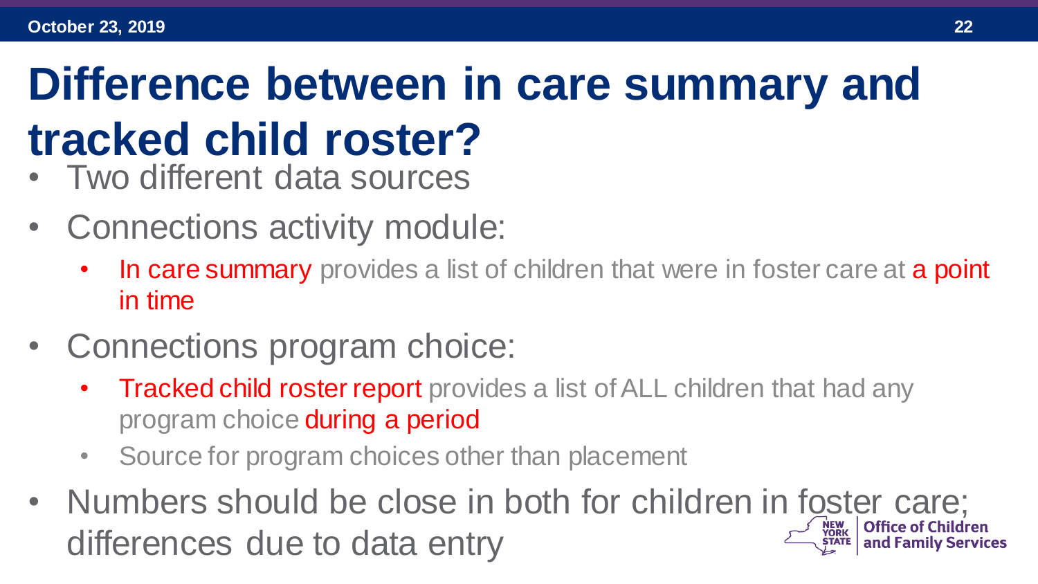# Difference between in care summary and tracked child roster?

- Two different data sources
- Connections activity module:
  - In care summary provides a list of children that were in foster care at a point in time
- Connections program choice:
  - Tracked child roster report provides a list of ALL children that had any program choice during a period
  - Source for program choices other than placement
- Numbers should be close in both for children in foster care; differences due to data entry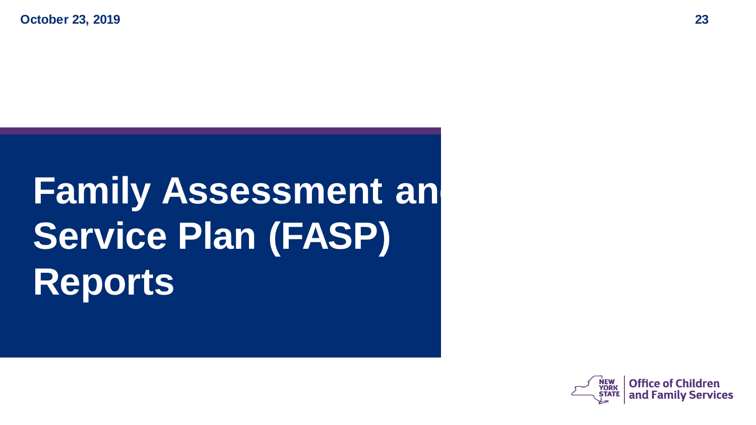# Family Assessment and Service Plan (FASP) Reports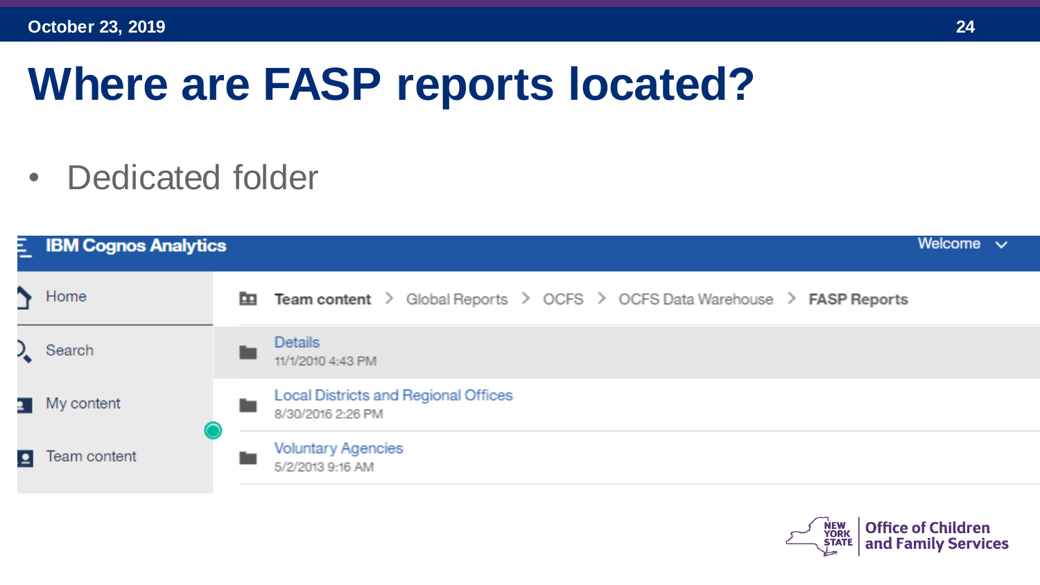# Where are FASP reports located?

- Dedicated folder

IBM Cognos Analytics

Welcome

Home

Search

My content

Team content

Team content > Global Reports > OCFS > OCFS Data Warehouse > FASP Reports

Details
11/1/2010 4:43 PM

Local Districts and Regional Offices
8/30/2016 2:26 PM

Voluntary Agencies
5/2/2013 9:16 AM

NEW YORK STATE | Office of Children and Family Services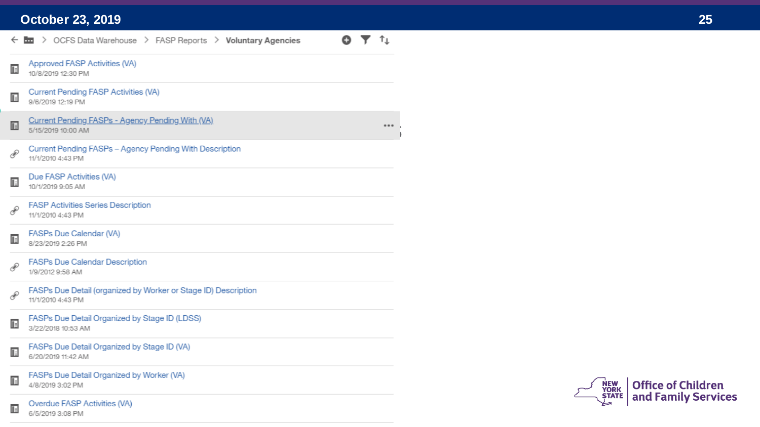October 23, 2019

OCFS Data Warehouse > FASP Reports > **Voluntary Agencies**

- Approved FASP Activities (VA)
  10/8/2019 12:30 PM
- Current Pending FASP Activities (VA)
  9/6/2019 12:19 PM
- Current Pending FASPs - Agency Pending With (VA)
  5/15/2019 10:00 AM
- Current Pending FASPs – Agency Pending With Description
  11/1/2010 4:43 PM
- Due FASP Activities (VA)
  10/1/2019 9:05 AM
- FASP Activities Series Description
  11/1/2010 4:43 PM
- FASPs Due Calendar (VA)
  8/23/2019 2:26 PM
- FASPs Due Calendar Description
  1/9/2012 9:58 AM
- FASPs Due Detail (organized by Worker or Stage ID) Description
  11/1/2010 4:43 PM
- FASPs Due Detail Organized by Stage ID (LDSS)
  3/22/2018 10:53 AM
- FASPs Due Detail Organized by Stage ID (VA)
  6/20/2019 11:42 AM
- FASPs Due Detail Organized by Worker (VA)
  4/8/2019 3:02 PM
- Overdue FASP Activities (VA)
  6/5/2019 3:08 PM

NEW YORK STATE | Office of Children and Family Services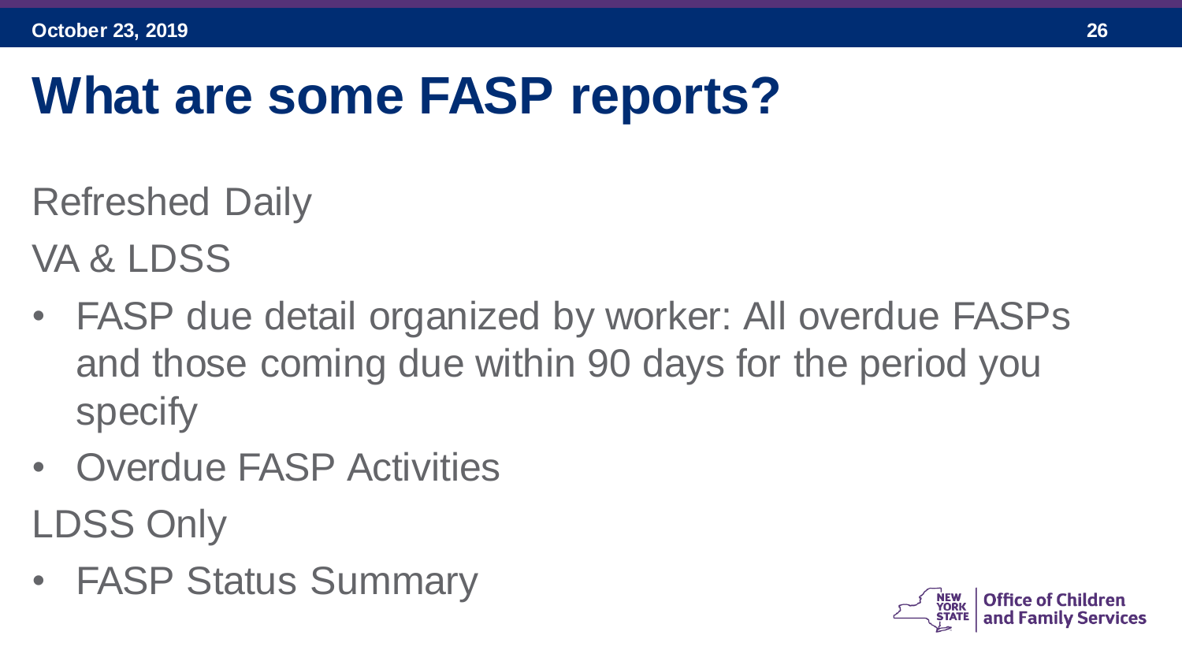# What are some FASP reports?

Refreshed Daily

VA & LDSS

- FASP due detail organized by worker: All overdue FASPs and those coming due within 90 days for the period you specify
- Overdue FASP Activities

LDSS Only

- FASP Status Summary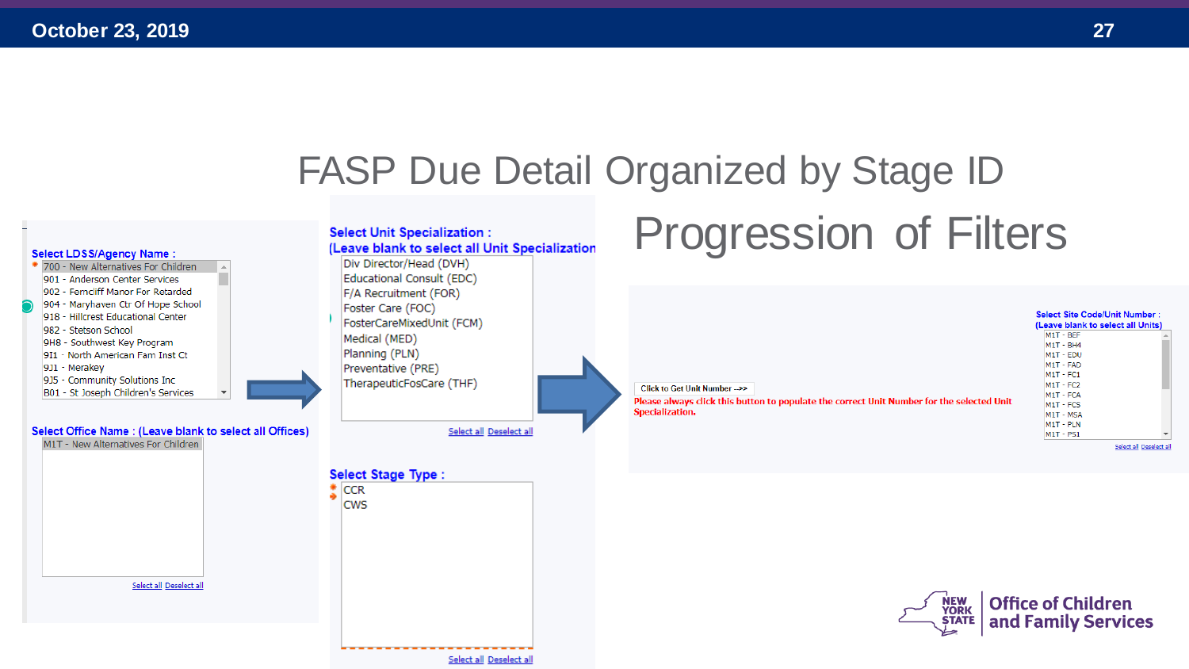# FASP Due Detail Organized by Stage ID

## Progression of Filters

**Select LDSS/Agency Name :**

- 700 - New Alternatives For Children
- 901 - Anderson Center Services
- 902 - Ferncliff Manor For Retarded
- 904 - Maryhaven Ctr Of Hope School
- 918 - Hillcrest Educational Center
- 982 - Stetson School
- 9H8 - Southwest Key Program
- 9I1 - North American Fam Inst Ct
- 9J1 - Merakey
- 9J5 - Community Solutions Inc
- B01 - St Joseph Children's Services

**Select Office Name : (Leave blank to select all Offices)**

- M1T - New Alternatives For Children

Select all Deselect all

**Select Unit Specialization :**
**(Leave blank to select all Unit Specialization**

- Div Director/Head (DVH)
- Educational Consult (EDC)
- F/A Recruitment (FOR)
- Foster Care (FOC)
- FosterCareMixedUnit (FCM)
- Medical (MED)
- Planning (PLN)
- Preventative (PRE)
- TherapeuticFosCare (THF)

Select all Deselect all

**Select Stage Type :**

- CCR
- CWS

Select all Deselect all

Click to Get Unit Number -->>

Please always click this button to populate the correct Unit Number for the selected Unit Specialization.

**Select Site Code/Unit Number :**
**(Leave blank to select all Units)**

- M1T - BEF
- M1T - BH4
- M1T - EDU
- M1T - FAD
- M1T - FC1
- M1T - FC2
- M1T - FCA
- M1T - FCS
- M1T - MSA
- M1T - PLN
- M1T - PS1

Select all Deselect all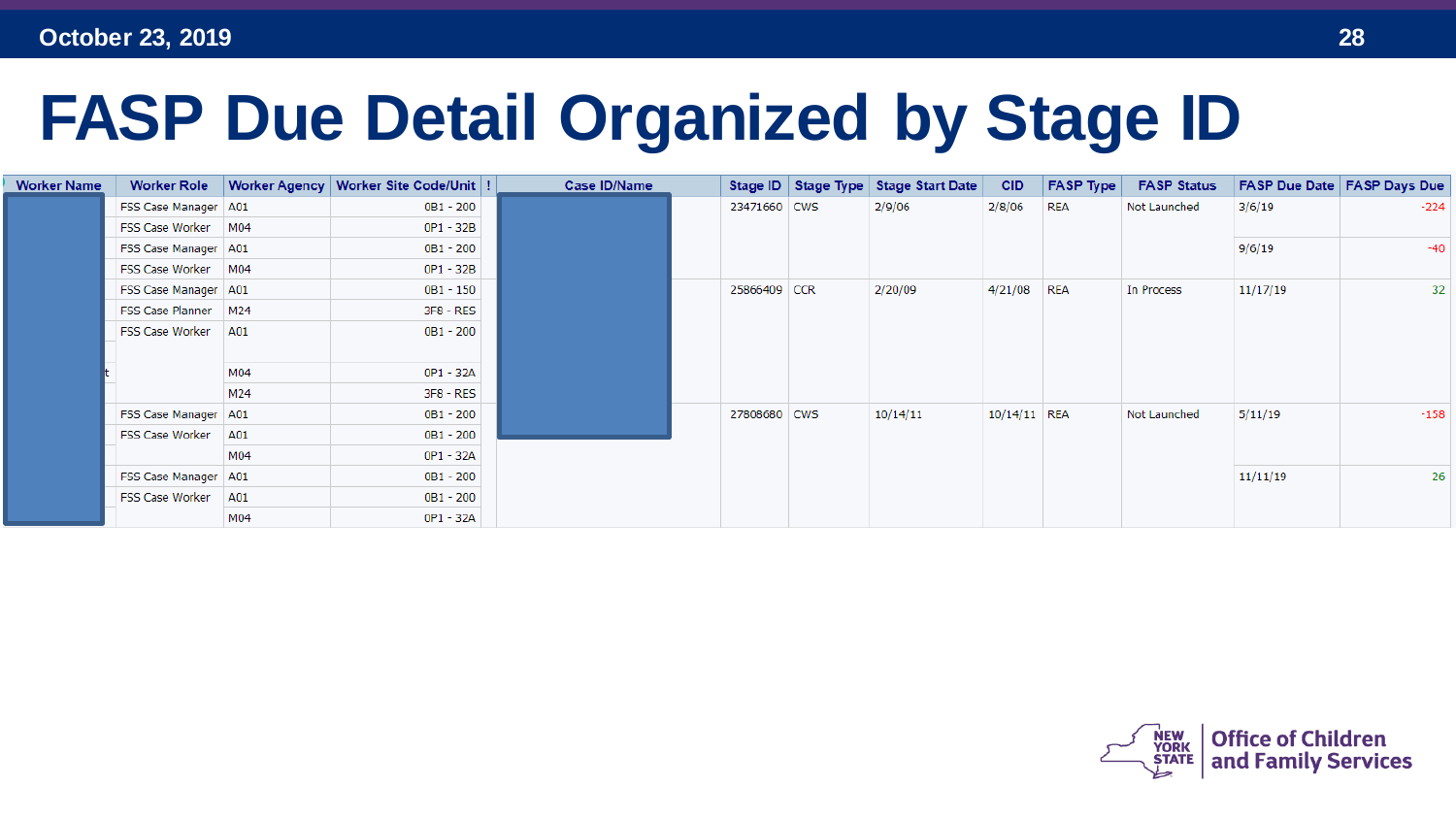# FASP Due Detail Organized by Stage ID

| Worker Name | Worker Role | Worker Agency | Worker Site Code/Unit | ! | Case ID/Name | Stage ID | Stage Type | Stage Start Date | CID | FASP Type | FASP Status | FASP Due Date | FASP Days Due |
|---|---|---|---|---|---|---|---|---|---|---|---|---|---|
| | FSS Case Manager | A01 | 0B1 - 200 | | | 23471660 | CWS | 2/9/06 | 2/8/06 | REA | Not Launched | 3/6/19 | -224 |
| | FSS Case Worker | M04 | 0P1 - 32B | | | | | | | | | | |
| | FSS Case Manager | A01 | 0B1 - 200 | | | | | | | | | 9/6/19 | -40 |
| | FSS Case Worker | M04 | 0P1 - 32B | | | | | | | | | | |
| | FSS Case Manager | A01 | 0B1 - 150 | | | 25866409 | CCR | 2/20/09 | 4/21/08 | REA | In Process | 11/17/19 | 32 |
| | FSS Case Planner | M24 | 3F8 - RES | | | | | | | | | | |
| | FSS Case Worker | A01 | 0B1 - 200 | | | | | | | | | | |
| t | | M04 | 0P1 - 32A | | | | | | | | | | |
| | | M24 | 3F8 - RES | | | | | | | | | | |
| | FSS Case Manager | A01 | 0B1 - 200 | | | 27808680 | CWS | 10/14/11 | 10/14/11 | REA | Not Launched | 5/11/19 | -158 |
| | FSS Case Worker | A01 | 0B1 - 200 | | | | | | | | | | |
| | | M04 | 0P1 - 32A | | | | | | | | | | |
| | FSS Case Manager | A01 | 0B1 - 200 | | | | | | | | | 11/11/19 | 26 |
| | FSS Case Worker | A01 | 0B1 - 200 | | | | | | | | | | |
| | | M04 | 0P1 - 32A | | | | | | | | | | |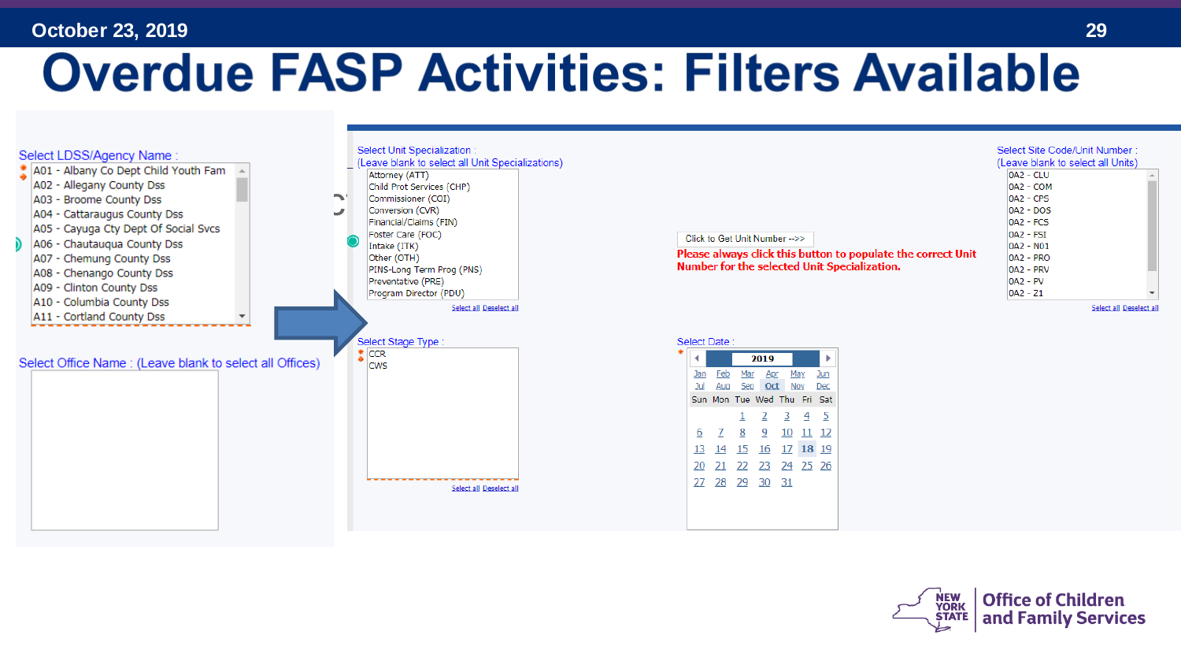# Overdue FASP Activities: Filters Available

Select LDSS/Agency Name :

- A01 - Albany Co Dept Child Youth Fam
- A02 - Allegany County Dss
- A03 - Broome County Dss
- A04 - Cattaraugus County Dss
- A05 - Cayuga Cty Dept Of Social Svcs
- A06 - Chautauqua County Dss
- A07 - Chemung County Dss
- A08 - Chenango County Dss
- A09 - Clinton County Dss
- A10 - Columbia County Dss
- A11 - Cortland County Dss

Select Office Name : (Leave blank to select all Offices)

Select Unit Specialization :
(Leave blank to select all Unit Specializations)

- Attorney (ATT)
- Child Prot Services (CHP)
- Commissioner (COI)
- Conversion (CVR)
- Financial/Claims (FIN)
- Foster Care (FOC)
- Intake (ITK)
- Other (OTH)
- PINS-Long Term Prog (PNS)
- Preventative (PRE)
- Program Director (PDU)

Select all Deselect all

Click to Get Unit Number -->>

**Please always click this button to populate the correct Unit Number for the selected Unit Specialization.**

Select Site Code/Unit Number :
(Leave blank to select all Units)

- 0A2 - CLU
- 0A2 - COM
- 0A2 - CPS
- 0A2 - DOS
- 0A2 - FCS
- 0A2 - FSI
- 0A2 - N01
- 0A2 - PRO
- 0A2 - PRV
- 0A2 - PV
- 0A2 - Z1

Select all Deselect all

Select Stage Type :

- CCR
- CWS

Select all Deselect all

Select Date :

2019

Jan Feb Mar Apr May Jun
Jul Aug Sep Oct Nov Dec

| Sun | Mon | Tue | Wed | Thu | Fri | Sat |
|---|---|---|---|---|---|---|
| | | 1 | 2 | 3 | 4 | 5 |
| 6 | 7 | 8 | 9 | 10 | 11 | 12 |
| 13 | 14 | 15 | 16 | 17 | 18 | 19 |
| 20 | 21 | 22 | 23 | 24 | 25 | 26 |
| 27 | 28 | 29 | 30 | 31 | | |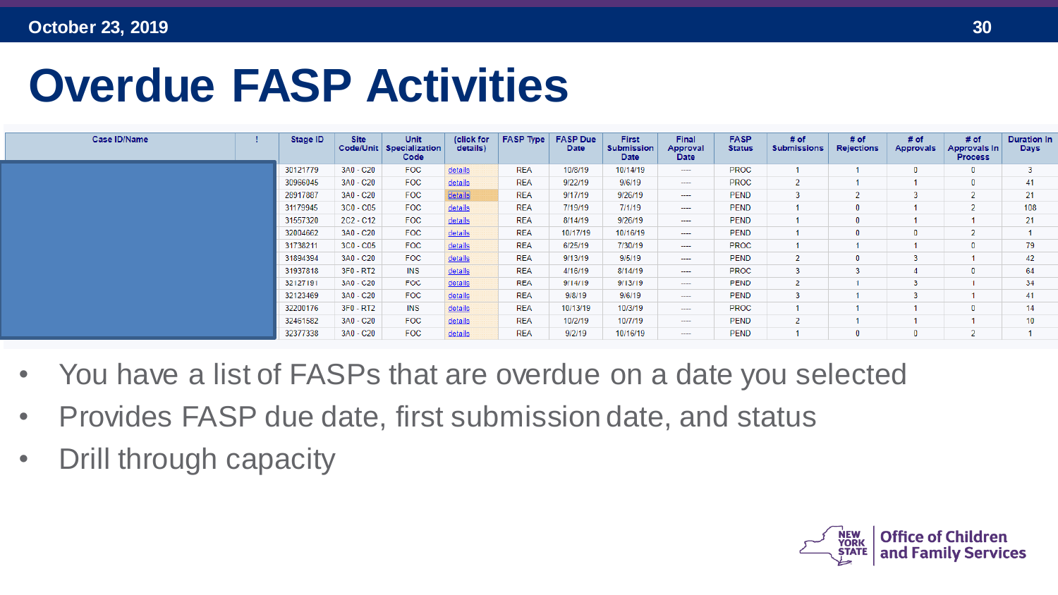# Overdue FASP Activities

| Case ID/Name | ! | Stage ID | Site Code/Unit | Unit Specialization Code | (click for details) | FASP Type | FASP Due Date | First Submission Date | Final Approval Date | FASP Status | # of Submissions | # of Rejections | # of Approvals | # of Approvals In Process | Duration In Days |
|---|---|---|---|---|---|---|---|---|---|---|---|---|---|---|---|
| | | 30121779 | 3A0 - C20 | FOC | details | REA | 10/8/19 | 10/14/19 | ---- | PROC | 1 | 1 | 0 | 0 | 3 |
| | | 30966045 | 3A0 - C20 | FOC | details | REA | 9/22/19 | 9/6/19 | ---- | PROC | 2 | 1 | 1 | 0 | 41 |
| | | 28917887 | 3A0 - C20 | FOC | details | REA | 9/17/19 | 9/26/19 | ---- | PEND | 3 | 2 | 3 | 2 | 21 |
| | | 31179945 | 3C0 - C05 | FOC | details | REA | 7/19/19 | 7/1/19 | ---- | PEND | 1 | 0 | 1 | 2 | 108 |
| | | 31557320 | 2C2 - C12 | FOC | details | REA | 8/14/19 | 9/26/19 | ---- | PEND | 1 | 0 | 1 | 1 | 21 |
| | | 32004662 | 3A0 - C20 | FOC | details | REA | 10/17/19 | 10/16/19 | ---- | PEND | 1 | 0 | 0 | 2 | 1 |
| | | 31738211 | 3C0 - C05 | FOC | details | REA | 6/25/19 | 7/30/19 | ---- | PROC | 1 | 1 | 1 | 0 | 79 |
| | | 31894394 | 3A0 - C20 | FOC | details | REA | 9/13/19 | 9/5/19 | ---- | PEND | 2 | 0 | 3 | 1 | 42 |
| | | 31937818 | 3F0 - RT2 | INS | details | REA | 4/16/19 | 8/14/19 | ---- | PROC | 3 | 3 | 4 | 0 | 64 |
| | | 32127191 | 3A0 - C20 | FOC | details | REA | 9/14/19 | 9/13/19 | ---- | PEND | 2 | 1 | 3 | 1 | 34 |
| | | 32123469 | 3A0 - C20 | FOC | details | REA | 9/8/19 | 9/6/19 | ---- | PEND | 3 | 1 | 3 | 1 | 41 |
| | | 32200176 | 3F0 - RT2 | INS | details | REA | 10/13/19 | 10/3/19 | ---- | PROC | 1 | 1 | 1 | 0 | 14 |
| | | 32461582 | 3A0 - C20 | FOC | details | REA | 10/2/19 | 10/7/19 | ---- | PEND | 2 | 1 | 1 | 1 | 10 |
| | | 32377338 | 3A0 - C20 | FOC | details | REA | 9/2/19 | 10/16/19 | ---- | PEND | 1 | 0 | 0 | 2 | 1 |

- You have a list of FASPs that are overdue on a date you selected
- Provides FASP due date, first submission date, and status
- Drill through capacity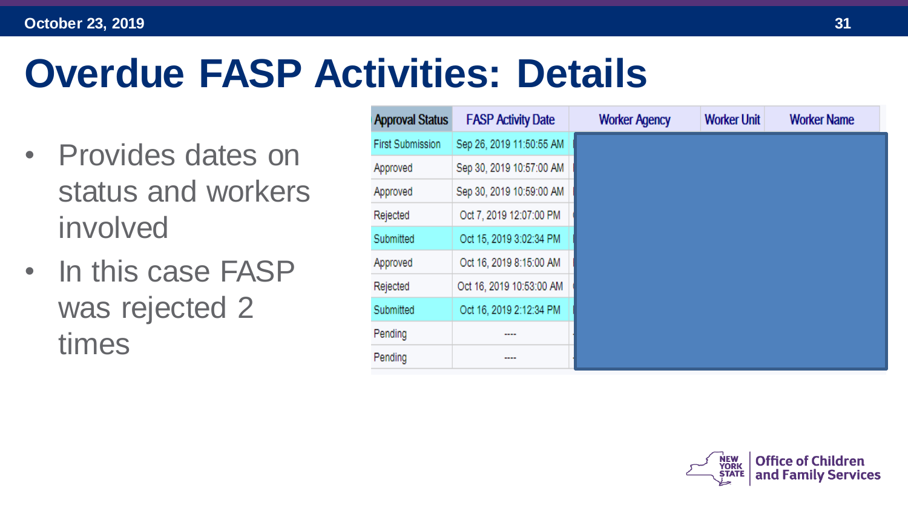# Overdue FASP Activities: Details

- Provides dates on status and workers involved
- In this case FASP was rejected 2 times

| Approval Status | FASP Activity Date | Worker Agency | Worker Unit | Worker Name |
| --- | --- | --- | --- | --- |
| First Submission | Sep 26, 2019 11:50:55 AM | | | |
| Approved | Sep 30, 2019 10:57:00 AM | | | |
| Approved | Sep 30, 2019 10:59:00 AM | | | |
| Rejected | Oct 7, 2019 12:07:00 PM | | | |
| Submitted | Oct 15, 2019 3:02:34 PM | | | |
| Approved | Oct 16, 2019 8:15:00 AM | | | |
| Rejected | Oct 16, 2019 10:53:00 AM | | | |
| Submitted | Oct 16, 2019 2:12:34 PM | | | |
| Pending | ---- | | | |
| Pending | ---- | | | |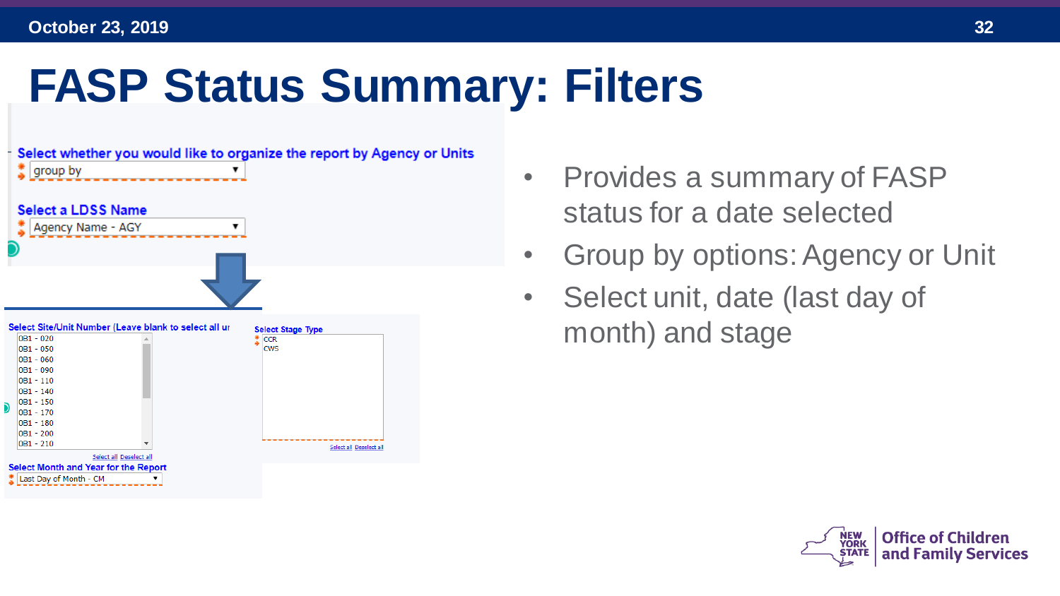# FASP Status Summary: Filters

Select whether you would like to organize the report by Agency or Units

group by

Select a LDSS Name

Agency Name - AGY

Select Site/Unit Number (Leave blank to select all ur

0B1 - 020
0B1 - 050
0B1 - 060
0B1 - 090
0B1 - 110
0B1 - 140
0B1 - 150
0B1 - 170
0B1 - 180
0B1 - 200
0B1 - 210

Select all Deselect all

Select Stage Type

CCR
CWS

Select all Deselect all

Select Month and Year for the Report

Last Day of Month - CM

- Provides a summary of FASP status for a date selected
- Group by options: Agency or Unit
- Select unit, date (last day of month) and stage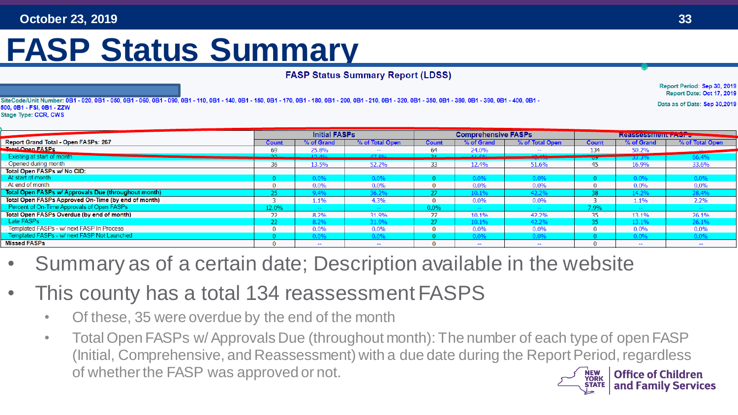# FASP Status Summary

**FASP Status Summary Report (LDSS)**

SiteCode/Unit Number: 0B1 - 020, 0B1 - 050, 0B1 - 060, 0B1 - 090, 0B1 - 110, 0B1 - 140, 0B1 - 150, 0B1 - 170, 0B1 - 180, 0B1 - 200, 0B1 - 210, 0B1 - 320, 0B1 - 350, 0B1 - 380, 0B1 - 390, 0B1 - 400, 0B1 - 500, 0B1 - FSI, 0B1 - ZZW
Stage Type: CCR, CWS

Report Period: Sep 30, 2019
Report Date: Oct 17, 2019
Data as of Date: Sep 30,2019

| | Initial FASPs | | | Comprehensive FASPs | | | Reassessment FASPs | | |
|---|---|---|---|---|---|---|---|---|---|
| **Report Grand Total - Open FASPs: 267** | Count | % of Grand | % of Total Open | Count | % of Grand | % of Total Open | Count | % of Grand | % of Total Open |
| **Total Open FASPs** | 69 | 25.8% | -- | 64 | 24.0% | -- | 134 | 50.2% | -- |
| Existing at start of month | 33 | 12.4% | 47.8% | 31 | 11.6% | 48.4% | 89 | 33.3% | 66.4% |
| Opened during month | 36 | 13.5% | 52.2% | 33 | 12.4% | 51.6% | 45 | 16.9% | 33.6% |
| **Total Open FASPs w/ No CID:** | | | | | | | | | |
| At start of month | 0 | 0.0% | 0.0% | 0 | 0.0% | 0.0% | 0 | 0.0% | 0.0% |
| At end of month | 0 | 0.0% | 0.0% | 0 | 0.0% | 0.0% | 0 | 0.0% | 0.0% |
| **Total Open FASPs w/ Approvals Due (throughout month)** | 25 | 9.4% | 36.2% | 27 | 10.1% | 42.2% | 38 | 14.2% | 28.4% |
| **Total Open FASPs Approved On-Time (by end of month)** | 3 | 1.1% | 4.3% | 0 | 0.0% | 0.0% | 3 | 1.1% | 2.2% |
| Percent of On-Time Approvals of Open FASPs | 12.0% | -- | -- | 0.0% | -- | -- | 7.9% | -- | -- |
| **Total Open FASPs Overdue (by end of month)** | 22 | 8.2% | 31.9% | 27 | 10.1% | 42.2% | 35 | 13.1% | 26.1% |
| Late FASPs | 22 | 8.2% | 31.9% | 27 | 10.1% | 42.2% | 35 | 13.1% | 26.1% |
| Templated FASPs - w/ next FASP In Process | 0 | 0.0% | 0.0% | 0 | 0.0% | 0.0% | 0 | 0.0% | 0.0% |
| Templated FASPs - w/ next FASP Not Launched | 0 | 0.0% | 0.0% | 0 | 0.0% | 0.0% | 0 | 0.0% | 0.0% |
| **Missed FASPs** | 0 | -- | -- | 0 | -- | -- | 0 | -- | -- |

- Summary as of a certain date; Description available in the website
- This county has a total 134 reassessment FASPS
  - Of these, 35 were overdue by the end of the month
  - Total Open FASPs w/ Approvals Due (throughout month): The number of each type of open FASP (Initial, Comprehensive, and Reassessment) with a due date during the Report Period, regardless of whether the FASP was approved or not.

NEW YORK STATE | Office of Children and Family Services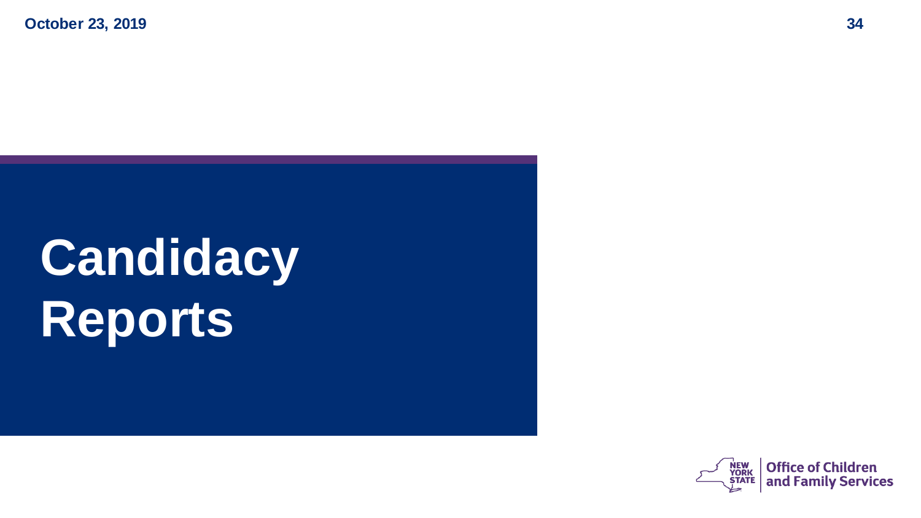# Candidacy Reports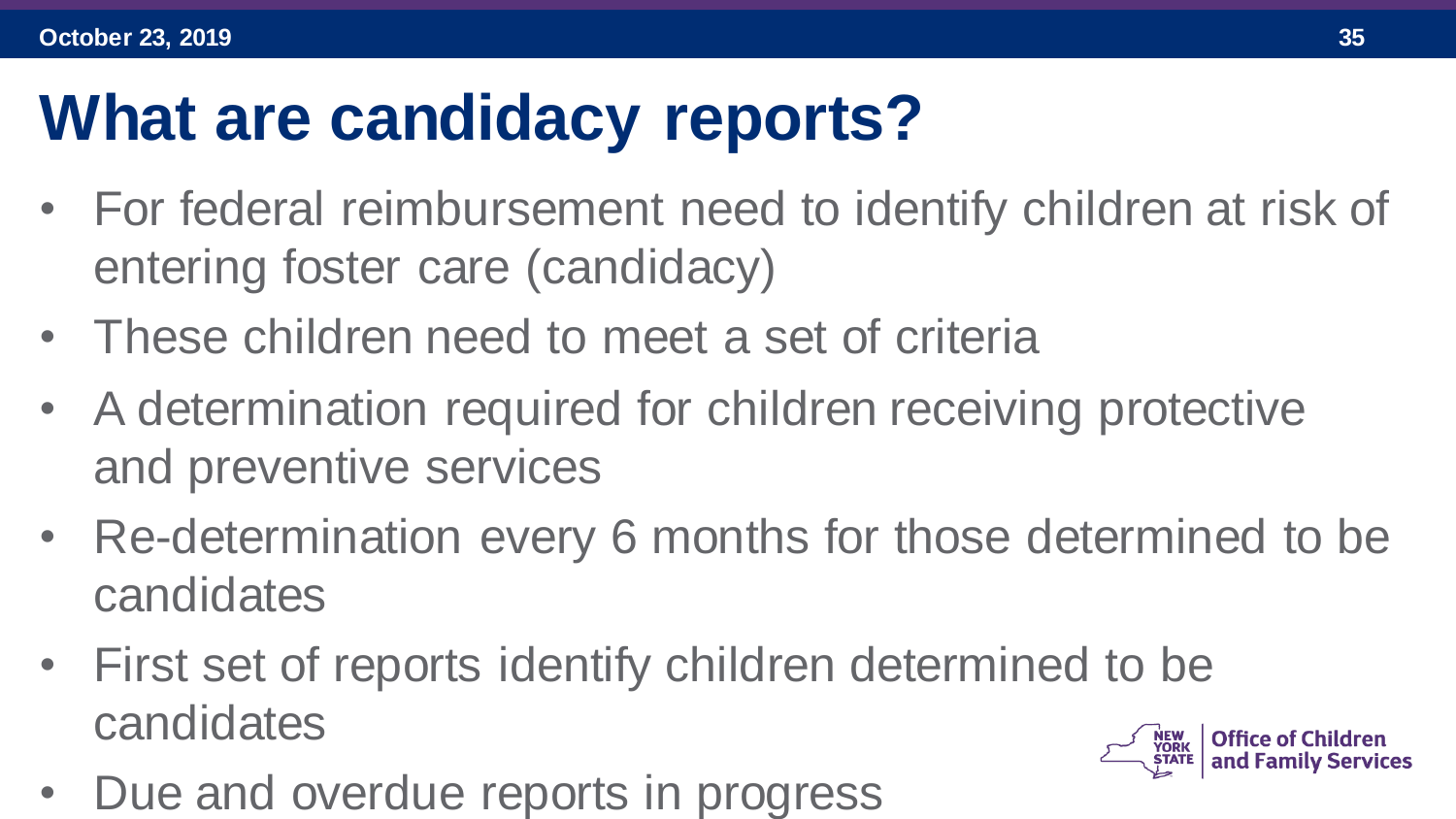# What are candidacy reports?

- For federal reimbursement need to identify children at risk of entering foster care (candidacy)
- These children need to meet a set of criteria
- A determination required for children receiving protective and preventive services
- Re-determination every 6 months for those determined to be candidates
- First set of reports identify children determined to be candidates
- Due and overdue reports in progress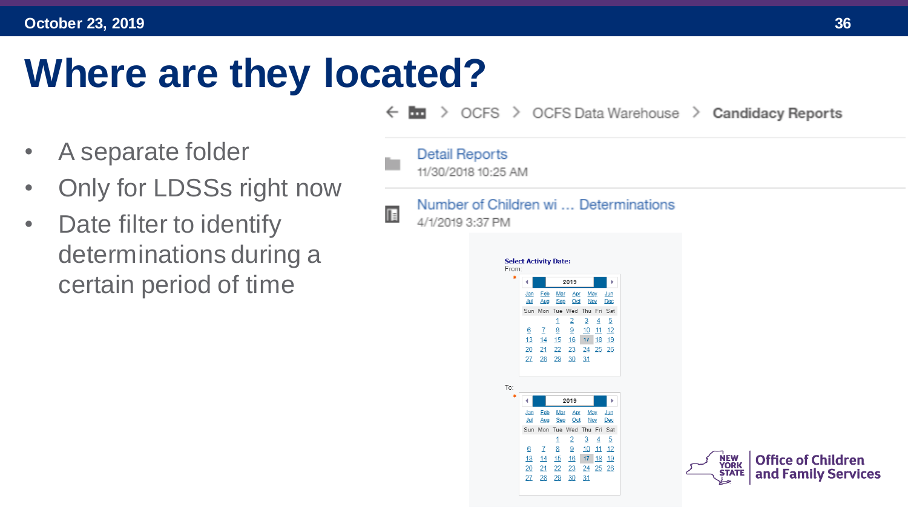# Where are they located?

- A separate folder
- Only for LDSSs right now
- Date filter to identify determinations during a certain period of time

OCFS > OCFS Data Warehouse > **Candidacy Reports**

Detail Reports
11/30/2018 10:25 AM

Number of Children wi … Determinations
4/1/2019 3:37 PM

**Select Activity Date:**
From:

2019

Jan Feb Mar Apr May Jun
Jul Aug Sep Oct Nov Dec

| Sun | Mon | Tue | Wed | Thu | Fri | Sat |
|---|---|---|---|---|---|---|
| | | 1 | 2 | 3 | 4 | 5 |
| 6 | 7 | 8 | 9 | 10 | 11 | 12 |
| 13 | 14 | 15 | 16 | 17 | 18 | 19 |
| 20 | 21 | 22 | 23 | 24 | 25 | 26 |
| 27 | 28 | 29 | 30 | 31 | | |

To:

2019

Jan Feb Mar Apr May Jun
Jul Aug Sep Oct Nov Dec

| Sun | Mon | Tue | Wed | Thu | Fri | Sat |
|---|---|---|---|---|---|---|
| | | 1 | 2 | 3 | 4 | 5 |
| 6 | 7 | 8 | 9 | 10 | 11 | 12 |
| 13 | 14 | 15 | 16 | 17 | 18 | 19 |
| 20 | 21 | 22 | 23 | 24 | 25 | 26 |
| 27 | 28 | 29 | 30 | 31 | | |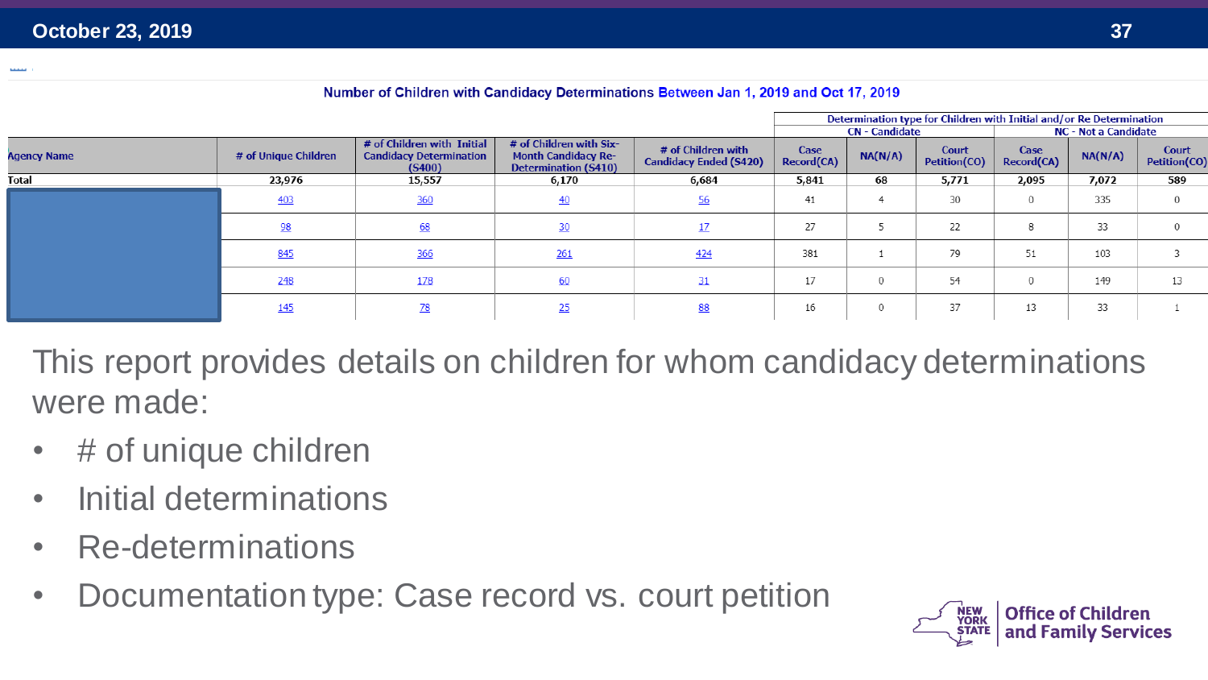### Number of Children with Candidacy Determinations Between Jan 1, 2019 and Oct 17, 2019

| Agency Name | # of Unique Children | # of Children with Initial Candidacy Determination (S400) | # of Children with Six-Month Candidacy Re-Determination (S410) | # of Children with Candidacy Ended (S420) | Determination type for Children with Initial and/or Re Determination | | | | | |
|---|---|---|---|---|---|---|---|---|---|---|
| | | | | | CN - Candidate | | | NC - Not a Candidate | | |
| | | | | | Case Record(CA) | NA(N/A) | Court Petition(CO) | Case Record(CA) | NA(N/A) | Court Petition(CO) |
| **Total** | **23,976** | **15,557** | **6,170** | **6,684** | **5,841** | **68** | **5,771** | **2,095** | **7,072** | **589** |
| | 403 | 360 | 40 | 56 | 41 | 4 | 30 | 0 | 335 | 0 |
| | 98 | 68 | 30 | 17 | 27 | 5 | 22 | 8 | 33 | 0 |
| | 845 | 366 | 261 | 424 | 381 | 1 | 79 | 51 | 103 | 3 |
| | 248 | 178 | 60 | 31 | 17 | 0 | 54 | 0 | 149 | 13 |
| | 145 | 78 | 25 | 88 | 16 | 0 | 37 | 13 | 33 | 1 |

This report provides details on children for whom candidacy determinations were made:

- # of unique children
- Initial determinations
- Re-determinations
- Documentation type: Case record vs. court petition

NEW YORK STATE | Office of Children and Family Services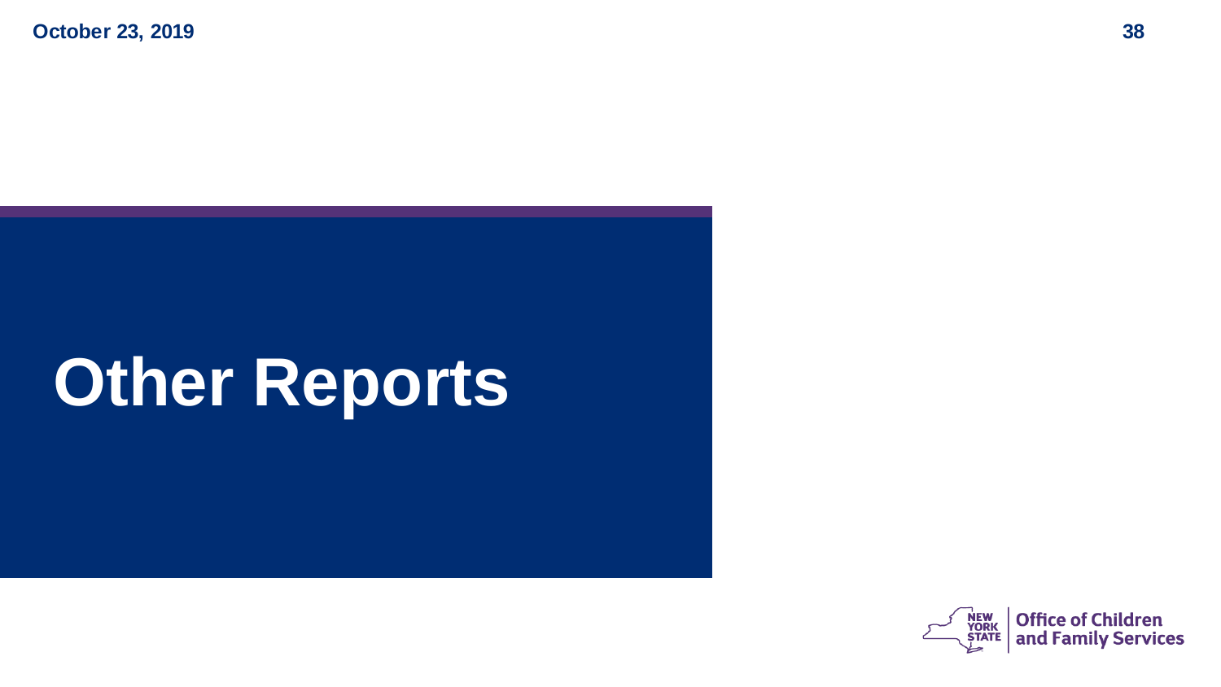# Other Reports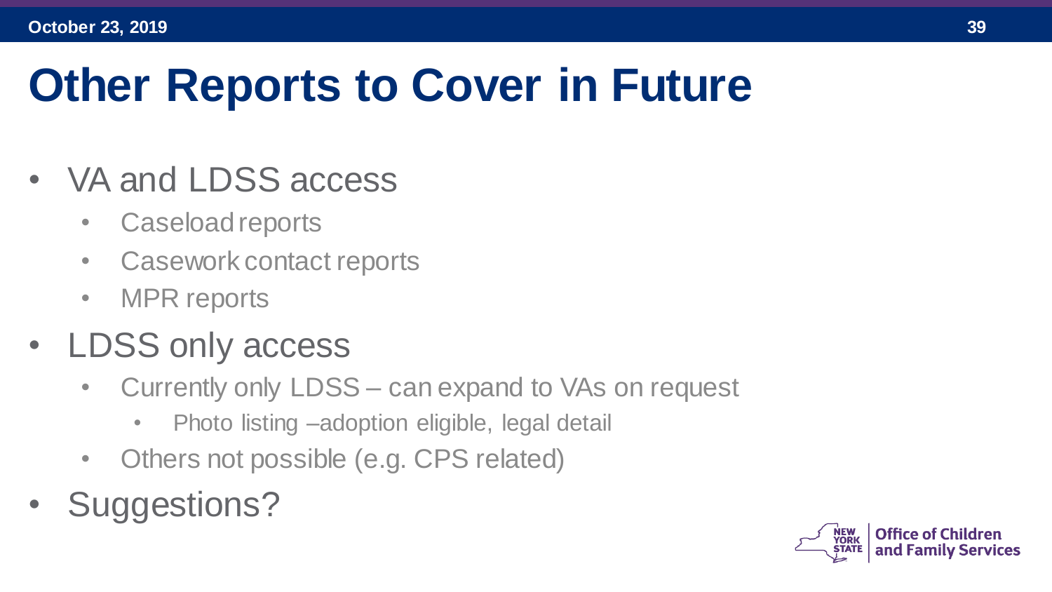# Other Reports to Cover in Future

- VA and LDSS access
  - Caseload reports
  - Casework contact reports
  - MPR reports
- LDSS only access
  - Currently only LDSS – can expand to VAs on request
    - Photo listing –adoption eligible, legal detail
  - Others not possible (e.g. CPS related)
- Suggestions?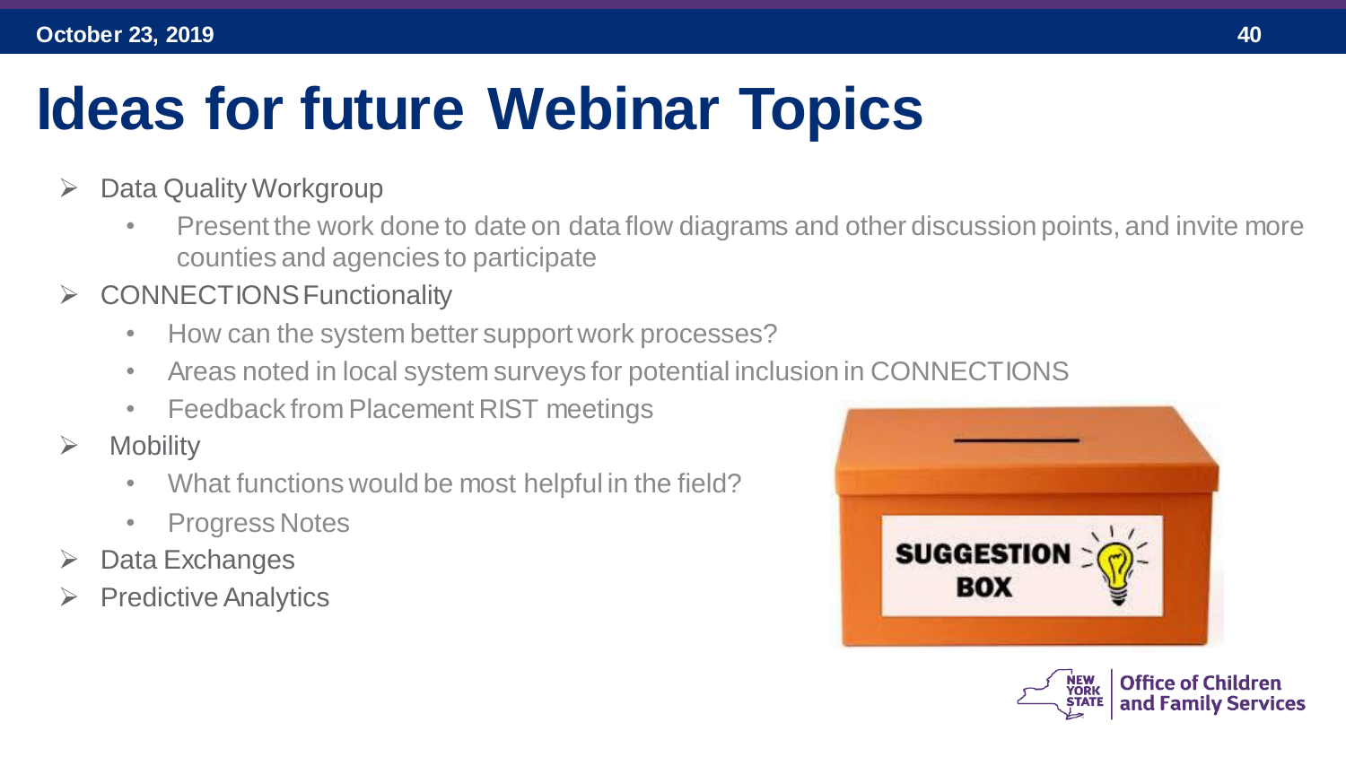# Ideas for future Webinar Topics

- Data Quality Workgroup
  - Present the work done to date on data flow diagrams and other discussion points, and invite more counties and agencies to participate
- CONNECTIONS Functionality
  - How can the system better support work processes?
  - Areas noted in local system surveys for potential inclusion in CONNECTIONS
  - Feedback from Placement RIST meetings
- Mobility
  - What functions would be most helpful in the field?
  - Progress Notes
- Data Exchanges
- Predictive Analytics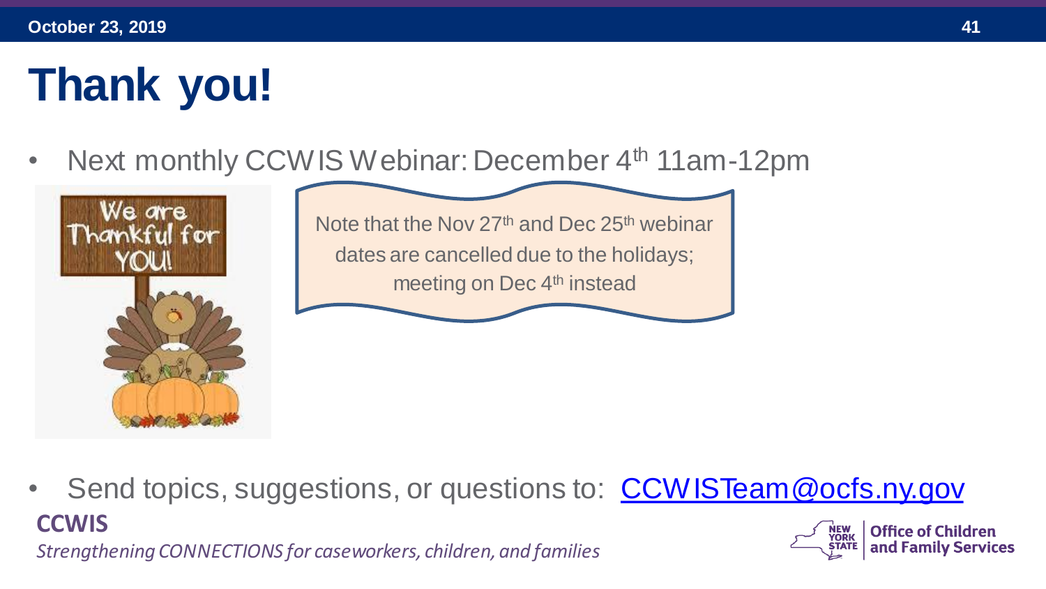# Thank you!

- Next monthly CCWIS Webinar: December 4th 11am-12pm

Note that the Nov 27th and Dec 25th webinar dates are cancelled due to the holidays; meeting on Dec 4th instead

- Send topics, suggestions, or questions to: [CCWISTeam@ocfs.ny.gov](mailto:CCWISTeam@ocfs.ny.gov)

**CCWIS**

*Strengthening CONNECTIONS for caseworkers, children, and families*

**Office of Children and Family Services**